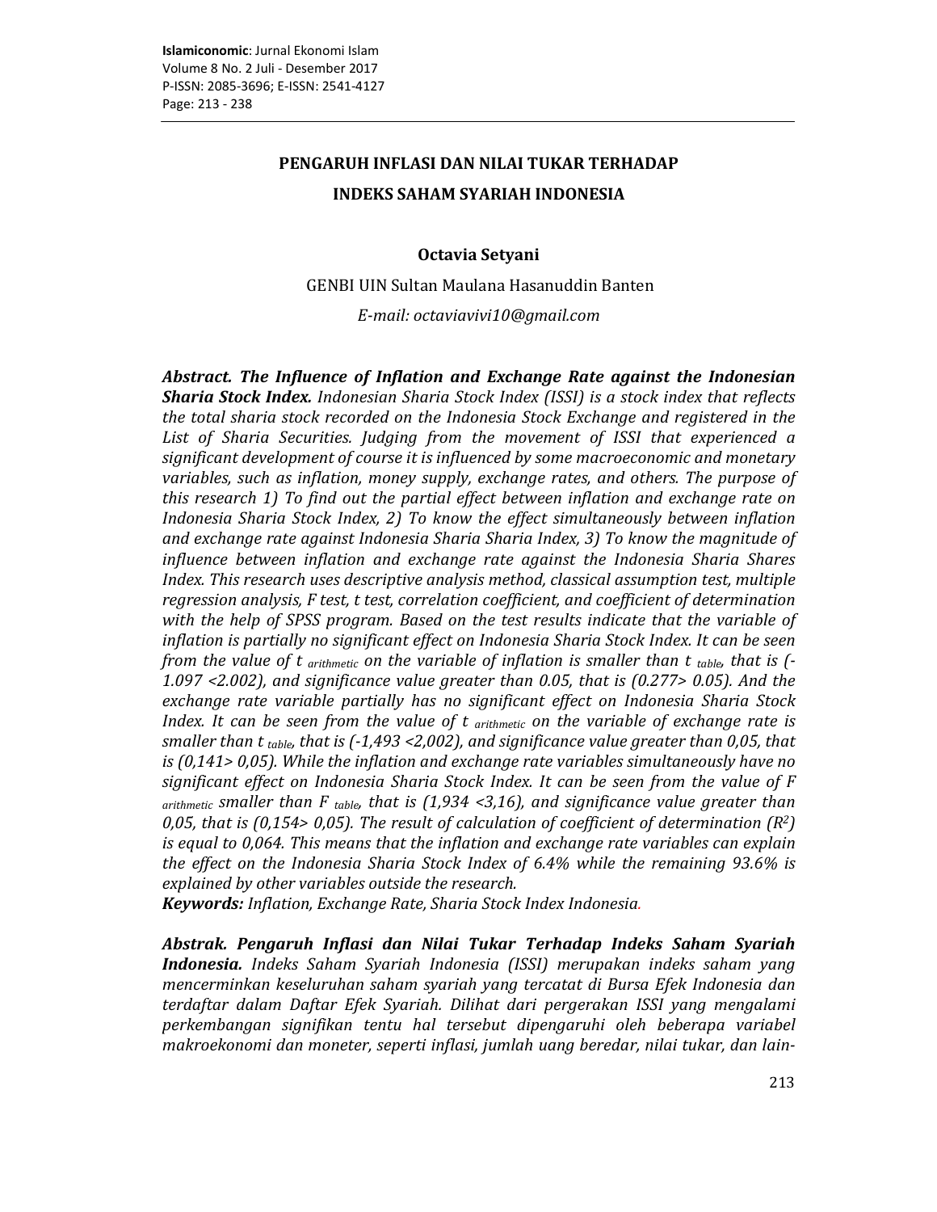# PENGARUH INFLASI DAN NILAI TUKAR TERHADAP INDEKS SAHAM SYARIAH INDONESIA

**Octavia Setyani**

GENBI UIN Sultan Maulana Hasanuddin Banten

*E-mail: octaviavivi10@gmail.com*

***Abstract. The Influence of Inflation and Exchange Rate against the Indonesian Sharia Stock Index.*** *Indonesian Sharia Stock Index (ISSI) is a stock index that reflects the total sharia stock recorded on the Indonesia Stock Exchange and registered in the List of Sharia Securities. Judging from the movement of ISSI that experienced a significant development of course it is influenced by some macroeconomic and monetary variables, such as inflation, money supply, exchange rates, and others. The purpose of this research 1) To find out the partial effect between inflation and exchange rate on Indonesia Sharia Stock Index, 2) To know the effect simultaneously between inflation and exchange rate against Indonesia Sharia Sharia Index, 3) To know the magnitude of influence between inflation and exchange rate against the Indonesia Sharia Shares Index. This research uses descriptive analysis method, classical assumption test, multiple regression analysis, F test, t test, correlation coefficient, and coefficient of determination with the help of SPSS program. Based on the test results indicate that the variable of inflation is partially no significant effect on Indonesia Sharia Stock Index. It can be seen from the value of* $t_{arithmetic}$ *on the variable of inflation is smaller than* $t_{table}$*, that is (-1.097 <2.002), and significance value greater than 0.05, that is (0.277> 0.05). And the exchange rate variable partially has no significant effect on Indonesia Sharia Stock Index. It can be seen from the value of* $t_{arithmetic}$ *on the variable of exchange rate is smaller than* $t_{table}$*, that is (-1,493 <2,002), and significance value greater than 0,05, that is (0,141> 0,05). While the inflation and exchange rate variables simultaneously have no significant effect on Indonesia Sharia Stock Index. It can be seen from the value of* $F_{arithmetic}$ *smaller than* $F_{table}$*, that is (1,934 <3,16), and significance value greater than 0,05, that is (0,154> 0,05). The result of calculation of coefficient of determination* ($R^2$) *is equal to 0,064. This means that the inflation and exchange rate variables can explain the effect on the Indonesia Sharia Stock Index of 6.4% while the remaining 93.6% is explained by other variables outside the research.*

***Keywords:*** *Inflation, Exchange Rate, Sharia Stock Index Indonesia.*

***Abstrak. Pengaruh Inflasi dan Nilai Tukar Terhadap Indeks Saham Syariah Indonesia.*** *Indeks Saham Syariah Indonesia (ISSI) merupakan indeks saham yang mencerminkan keseluruhan saham syariah yang tercatat di Bursa Efek Indonesia dan terdaftar dalam Daftar Efek Syariah. Dilihat dari pergerakan ISSI yang mengalami perkembangan signifikan tentu hal tersebut dipengaruhi oleh beberapa variabel makroekonomi dan moneter, seperti inflasi, jumlah uang beredar, nilai tukar, dan lain-*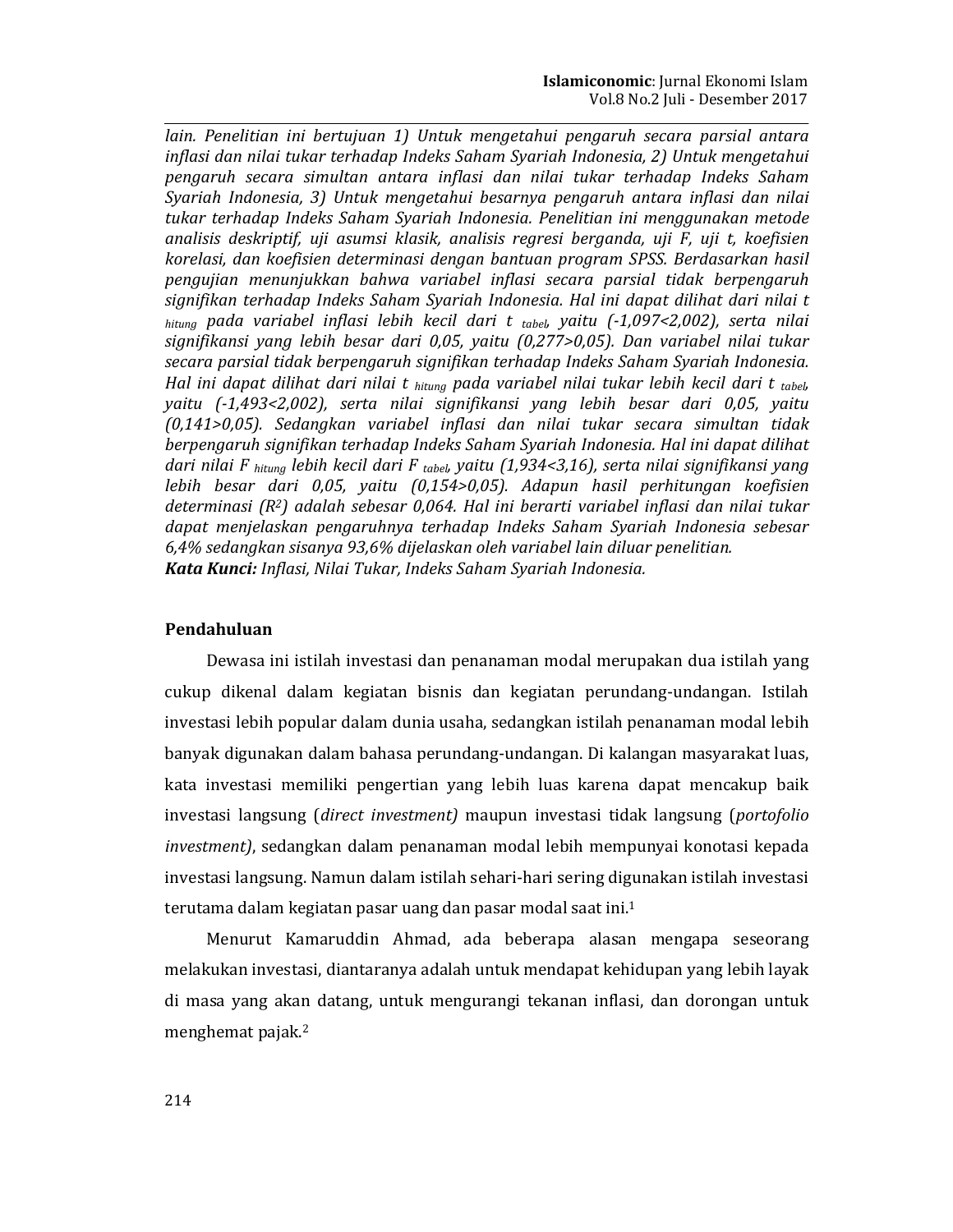*lain. Penelitian ini bertujuan 1) Untuk mengetahui pengaruh secara parsial antara inflasi dan nilai tukar terhadap Indeks Saham Syariah Indonesia, 2) Untuk mengetahui pengaruh secara simultan antara inflasi dan nilai tukar terhadap Indeks Saham Syariah Indonesia, 3) Untuk mengetahui besarnya pengaruh antara inflasi dan nilai tukar terhadap Indeks Saham Syariah Indonesia. Penelitian ini menggunakan metode analisis deskriptif, uji asumsi klasik, analisis regresi berganda, uji F, uji t, koefisien korelasi, dan koefisien determinasi dengan bantuan program SPSS. Berdasarkan hasil pengujian menunjukkan bahwa variabel inflasi secara parsial tidak berpengaruh signifikan terhadap Indeks Saham Syariah Indonesia. Hal ini dapat dilihat dari nilai $t_{hitung}$ pada variabel inflasi lebih kecil dari $t_{tabel}$, yaitu (-1,097<2,002), serta nilai signifikansi yang lebih besar dari 0,05, yaitu (0,277>0,05). Dan variabel nilai tukar secara parsial tidak berpengaruh signifikan terhadap Indeks Saham Syariah Indonesia. Hal ini dapat dilihat dari nilai $t_{hitung}$ pada variabel nilai tukar lebih kecil dari $t_{tabel}$, yaitu (-1,493<2,002), serta nilai signifikansi yang lebih besar dari 0,05, yaitu (0,141>0,05). Sedangkan variabel inflasi dan nilai tukar secara simultan tidak berpengaruh signifikan terhadap Indeks Saham Syariah Indonesia. Hal ini dapat dilihat dari nilai $F_{hitung}$ lebih kecil dari $F_{tabel}$, yaitu (1,934<3,16), serta nilai signifikansi yang lebih besar dari 0,05, yaitu (0,154>0,05). Adapun hasil perhitungan koefisien determinasi ($R^2$) adalah sebesar 0,064. Hal ini berarti variabel inflasi dan nilai tukar dapat menjelaskan pengaruhnya terhadap Indeks Saham Syariah Indonesia sebesar 6,4% sedangkan sisanya 93,6% dijelaskan oleh variabel lain diluar penelitian.*

***Kata Kunci:*** *Inflasi, Nilai Tukar, Indeks Saham Syariah Indonesia.*

## Pendahuluan

Dewasa ini istilah investasi dan penanaman modal merupakan dua istilah yang cukup dikenal dalam kegiatan bisnis dan kegiatan perundang-undangan. Istilah investasi lebih popular dalam dunia usaha, sedangkan istilah penanaman modal lebih banyak digunakan dalam bahasa perundang-undangan. Di kalangan masyarakat luas, kata investasi memiliki pengertian yang lebih luas karena dapat mencakup baik investasi langsung (*direct investment)* maupun investasi tidak langsung (*portofolio investment)*, sedangkan dalam penanaman modal lebih mempunyai konotasi kepada investasi langsung. Namun dalam istilah sehari-hari sering digunakan istilah investasi terutama dalam kegiatan pasar uang dan pasar modal saat ini.[1]

Menurut Kamaruddin Ahmad, ada beberapa alasan mengapa seseorang melakukan investasi, diantaranya adalah untuk mendapat kehidupan yang lebih layak di masa yang akan datang, untuk mengurangi tekanan inflasi, dan dorongan untuk menghemat pajak.[2]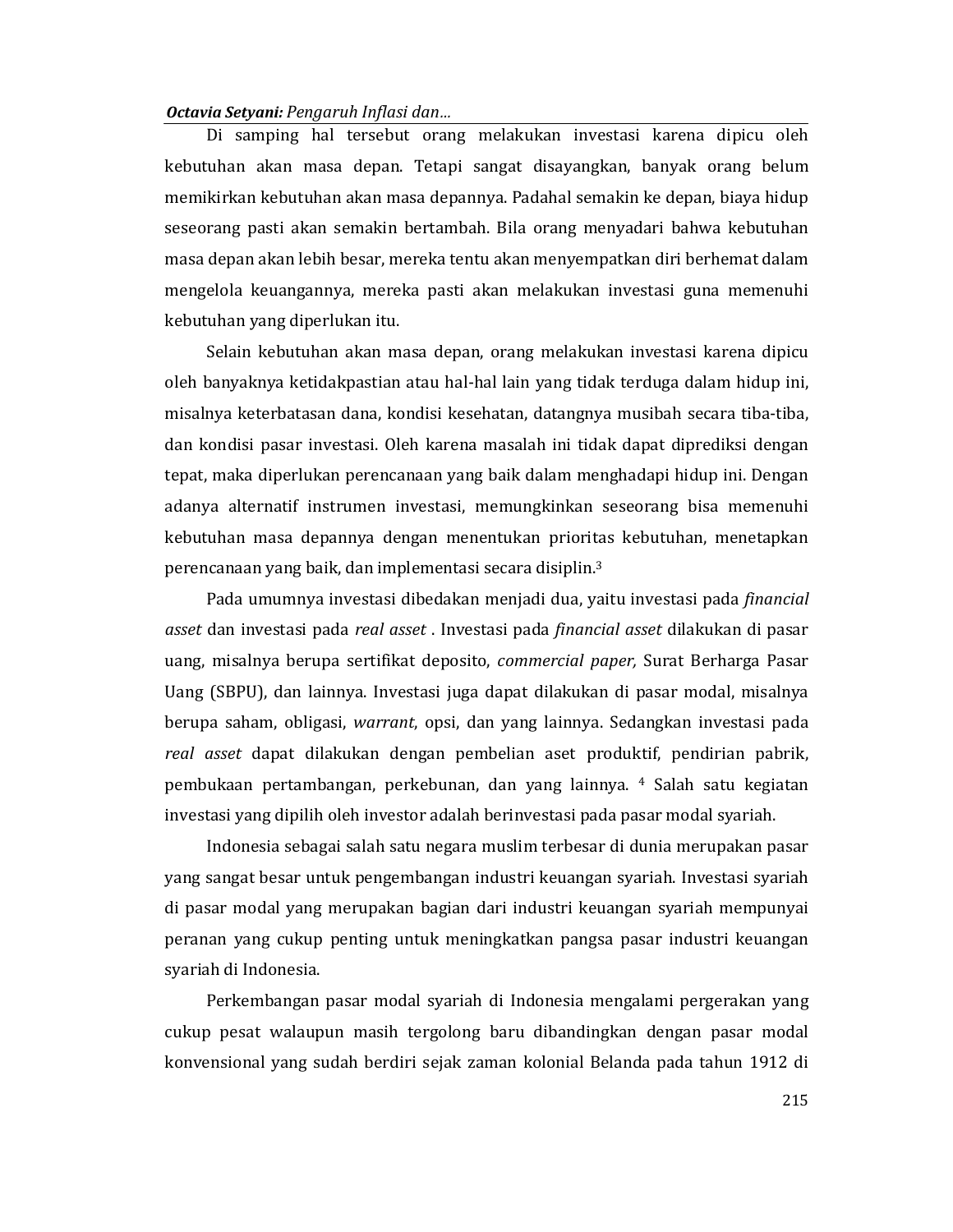Di samping hal tersebut orang melakukan investasi karena dipicu oleh kebutuhan akan masa depan. Tetapi sangat disayangkan, banyak orang belum memikirkan kebutuhan akan masa depannya. Padahal semakin ke depan, biaya hidup seseorang pasti akan semakin bertambah. Bila orang menyadari bahwa kebutuhan masa depan akan lebih besar, mereka tentu akan menyempatkan diri berhemat dalam mengelola keuangannya, mereka pasti akan melakukan investasi guna memenuhi kebutuhan yang diperlukan itu.

Selain kebutuhan akan masa depan, orang melakukan investasi karena dipicu oleh banyaknya ketidakpastian atau hal-hal lain yang tidak terduga dalam hidup ini, misalnya keterbatasan dana, kondisi kesehatan, datangnya musibah secara tiba-tiba, dan kondisi pasar investasi. Oleh karena masalah ini tidak dapat diprediksi dengan tepat, maka diperlukan perencanaan yang baik dalam menghadapi hidup ini. Dengan adanya alternatif instrumen investasi, memungkinkan seseorang bisa memenuhi kebutuhan masa depannya dengan menentukan prioritas kebutuhan, menetapkan perencanaan yang baik, dan implementasi secara disiplin.[3]

Pada umumnya investasi dibedakan menjadi dua, yaitu investasi pada *financial asset* dan investasi pada *real asset* . Investasi pada *financial asset* dilakukan di pasar uang, misalnya berupa sertifikat deposito, *commercial paper,* Surat Berharga Pasar Uang (SBPU), dan lainnya. Investasi juga dapat dilakukan di pasar modal, misalnya berupa saham, obligasi, *warrant*, opsi, dan yang lainnya. Sedangkan investasi pada *real asset* dapat dilakukan dengan pembelian aset produktif, pendirian pabrik, pembukaan pertambangan, perkebunan, dan yang lainnya. [4] Salah satu kegiatan investasi yang dipilih oleh investor adalah berinvestasi pada pasar modal syariah.

Indonesia sebagai salah satu negara muslim terbesar di dunia merupakan pasar yang sangat besar untuk pengembangan industri keuangan syariah. Investasi syariah di pasar modal yang merupakan bagian dari industri keuangan syariah mempunyai peranan yang cukup penting untuk meningkatkan pangsa pasar industri keuangan syariah di Indonesia.

Perkembangan pasar modal syariah di Indonesia mengalami pergerakan yang cukup pesat walaupun masih tergolong baru dibandingkan dengan pasar modal konvensional yang sudah berdiri sejak zaman kolonial Belanda pada tahun 1912 di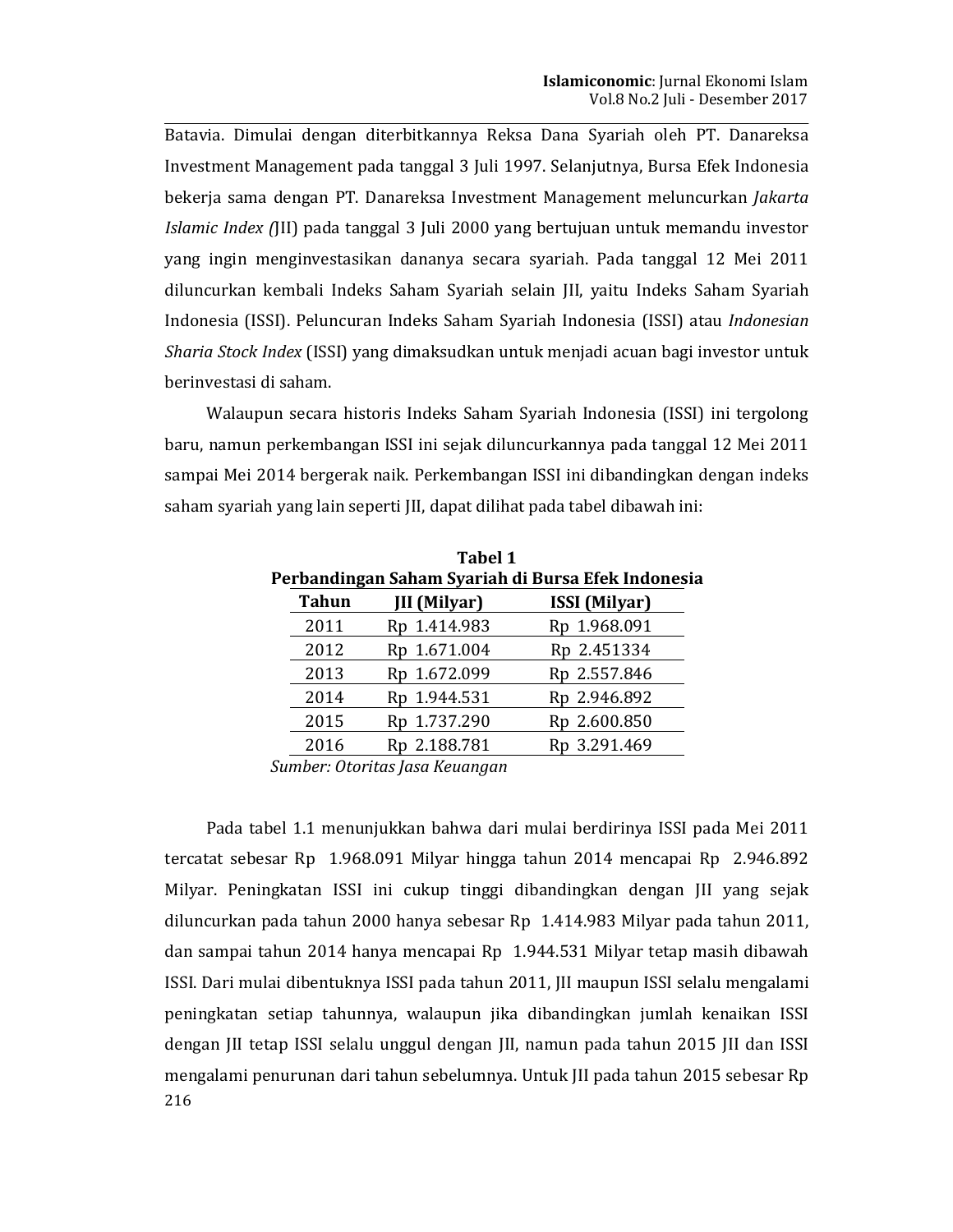Batavia. Dimulai dengan diterbitkannya Reksa Dana Syariah oleh PT. Danareksa Investment Management pada tanggal 3 Juli 1997. Selanjutnya, Bursa Efek Indonesia bekerja sama dengan PT. Danareksa Investment Management meluncurkan *Jakarta Islamic Index (*JII) pada tanggal 3 Juli 2000 yang bertujuan untuk memandu investor yang ingin menginvestasikan dananya secara syariah. Pada tanggal 12 Mei 2011 diluncurkan kembali Indeks Saham Syariah selain JII, yaitu Indeks Saham Syariah Indonesia (ISSI). Peluncuran Indeks Saham Syariah Indonesia (ISSI) atau *Indonesian Sharia Stock Index* (ISSI) yang dimaksudkan untuk menjadi acuan bagi investor untuk berinvestasi di saham.

Walaupun secara historis Indeks Saham Syariah Indonesia (ISSI) ini tergolong baru, namun perkembangan ISSI ini sejak diluncurkannya pada tanggal 12 Mei 2011 sampai Mei 2014 bergerak naik. Perkembangan ISSI ini dibandingkan dengan indeks saham syariah yang lain seperti JII, dapat dilihat pada tabel dibawah ini:

**Tabel 1**
**Perbandingan Saham Syariah di Bursa Efek Indonesia**

| Tahun | JII (Milyar) | ISSI (Milyar) |
|---|---|---|
| 2011 | Rp 1.414.983 | Rp 1.968.091 |
| 2012 | Rp 1.671.004 | Rp 2.451334 |
| 2013 | Rp 1.672.099 | Rp 2.557.846 |
| 2014 | Rp 1.944.531 | Rp 2.946.892 |
| 2015 | Rp 1.737.290 | Rp 2.600.850 |
| 2016 | Rp 2.188.781 | Rp 3.291.469 |

*Sumber: Otoritas Jasa Keuangan*

Pada tabel 1.1 menunjukkan bahwa dari mulai berdirinya ISSI pada Mei 2011 tercatat sebesar Rp 1.968.091 Milyar hingga tahun 2014 mencapai Rp 2.946.892 Milyar. Peningkatan ISSI ini cukup tinggi dibandingkan dengan JII yang sejak diluncurkan pada tahun 2000 hanya sebesar Rp 1.414.983 Milyar pada tahun 2011, dan sampai tahun 2014 hanya mencapai Rp 1.944.531 Milyar tetap masih dibawah ISSI. Dari mulai dibentuknya ISSI pada tahun 2011, JII maupun ISSI selalu mengalami peningkatan setiap tahunnya, walaupun jika dibandingkan jumlah kenaikan ISSI dengan JII tetap ISSI selalu unggul dengan JII, namun pada tahun 2015 JII dan ISSI mengalami penurunan dari tahun sebelumnya. Untuk JII pada tahun 2015 sebesar Rp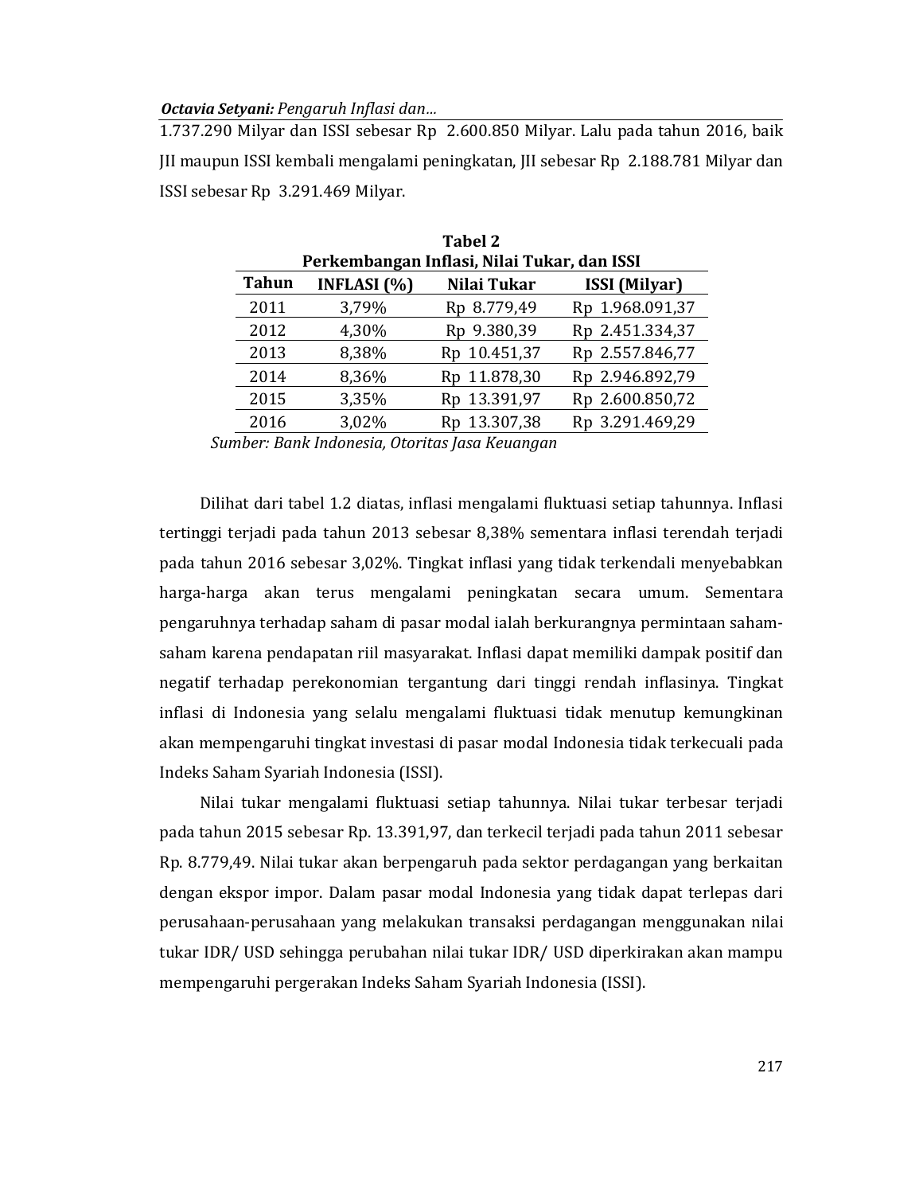1.737.290 Milyar dan ISSI sebesar Rp 2.600.850 Milyar. Lalu pada tahun 2016, baik JII maupun ISSI kembali mengalami peningkatan, JII sebesar Rp 2.188.781 Milyar dan ISSI sebesar Rp 3.291.469 Milyar.

**Tabel 2**
**Perkembangan Inflasi, Nilai Tukar, dan ISSI**

| Tahun | INFLASI (%) | Nilai Tukar | ISSI (Milyar) |
|---|---|---|---|
| 2011 | 3,79% | Rp 8.779,49 | Rp 1.968.091,37 |
| 2012 | 4,30% | Rp 9.380,39 | Rp 2.451.334,37 |
| 2013 | 8,38% | Rp 10.451,37 | Rp 2.557.846,77 |
| 2014 | 8,36% | Rp 11.878,30 | Rp 2.946.892,79 |
| 2015 | 3,35% | Rp 13.391,97 | Rp 2.600.850,72 |
| 2016 | 3,02% | Rp 13.307,38 | Rp 3.291.469,29 |

*Sumber: Bank Indonesia, Otoritas Jasa Keuangan*

Dilihat dari tabel 1.2 diatas, inflasi mengalami fluktuasi setiap tahunnya. Inflasi tertinggi terjadi pada tahun 2013 sebesar 8,38% sementara inflasi terendah terjadi pada tahun 2016 sebesar 3,02%. Tingkat inflasi yang tidak terkendali menyebabkan harga-harga akan terus mengalami peningkatan secara umum. Sementara pengaruhnya terhadap saham di pasar modal ialah berkurangnya permintaan saham-saham karena pendapatan riil masyarakat. Inflasi dapat memiliki dampak positif dan negatif terhadap perekonomian tergantung dari tinggi rendah inflasinya. Tingkat inflasi di Indonesia yang selalu mengalami fluktuasi tidak menutup kemungkinan akan mempengaruhi tingkat investasi di pasar modal Indonesia tidak terkecuali pada Indeks Saham Syariah Indonesia (ISSI).

Nilai tukar mengalami fluktuasi setiap tahunnya. Nilai tukar terbesar terjadi pada tahun 2015 sebesar Rp. 13.391,97, dan terkecil terjadi pada tahun 2011 sebesar Rp. 8.779,49. Nilai tukar akan berpengaruh pada sektor perdagangan yang berkaitan dengan ekspor impor. Dalam pasar modal Indonesia yang tidak dapat terlepas dari perusahaan-perusahaan yang melakukan transaksi perdagangan menggunakan nilai tukar IDR/ USD sehingga perubahan nilai tukar IDR/ USD diperkirakan akan mampu mempengaruhi pergerakan Indeks Saham Syariah Indonesia (ISSI).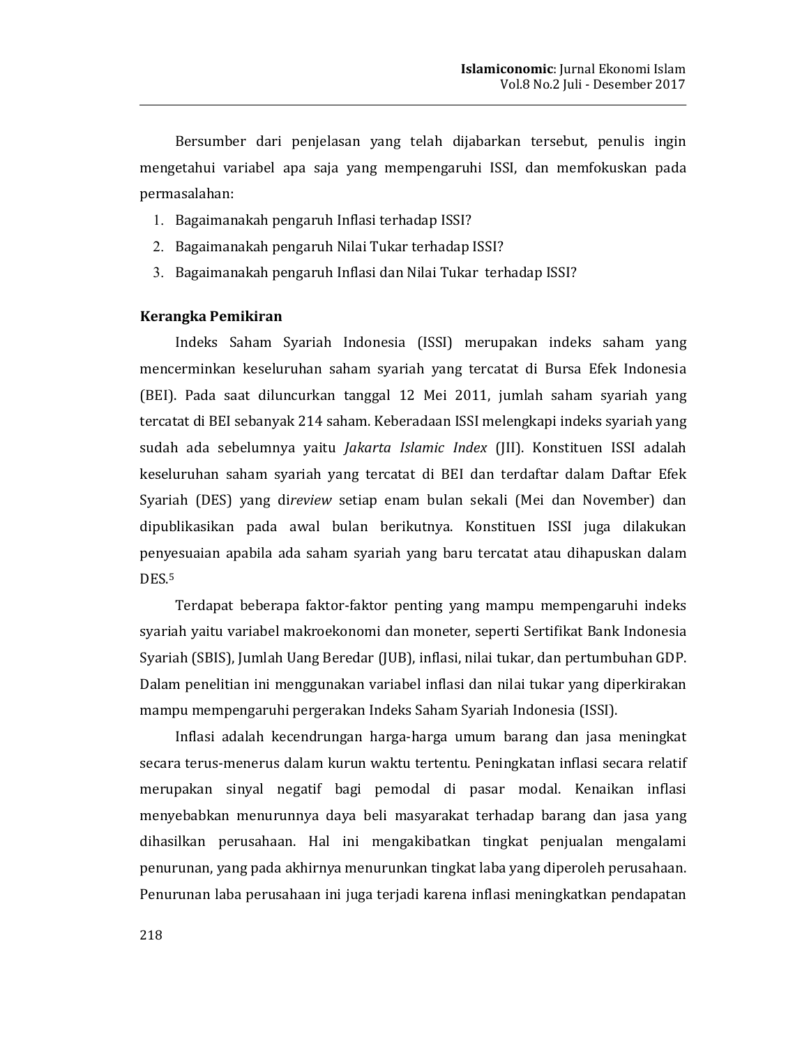Bersumber dari penjelasan yang telah dijabarkan tersebut, penulis ingin mengetahui variabel apa saja yang mempengaruhi ISSI, dan memfokuskan pada permasalahan:

1. Bagaimanakah pengaruh Inflasi terhadap ISSI?
2. Bagaimanakah pengaruh Nilai Tukar terhadap ISSI?
3. Bagaimanakah pengaruh Inflasi dan Nilai Tukar terhadap ISSI?

**Kerangka Pemikiran**

Indeks Saham Syariah Indonesia (ISSI) merupakan indeks saham yang mencerminkan keseluruhan saham syariah yang tercatat di Bursa Efek Indonesia (BEI). Pada saat diluncurkan tanggal 12 Mei 2011, jumlah saham syariah yang tercatat di BEI sebanyak 214 saham. Keberadaan ISSI melengkapi indeks syariah yang sudah ada sebelumnya yaitu *Jakarta Islamic Index* (JII). Konstituen ISSI adalah keseluruhan saham syariah yang tercatat di BEI dan terdaftar dalam Daftar Efek Syariah (DES) yang di*review* setiap enam bulan sekali (Mei dan November) dan dipublikasikan pada awal bulan berikutnya. Konstituen ISSI juga dilakukan penyesuaian apabila ada saham syariah yang baru tercatat atau dihapuskan dalam DES.[5]

Terdapat beberapa faktor-faktor penting yang mampu mempengaruhi indeks syariah yaitu variabel makroekonomi dan moneter, seperti Sertifikat Bank Indonesia Syariah (SBIS), Jumlah Uang Beredar (JUB), inflasi, nilai tukar, dan pertumbuhan GDP. Dalam penelitian ini menggunakan variabel inflasi dan nilai tukar yang diperkirakan mampu mempengaruhi pergerakan Indeks Saham Syariah Indonesia (ISSI).

Inflasi adalah kecendrungan harga-harga umum barang dan jasa meningkat secara terus-menerus dalam kurun waktu tertentu. Peningkatan inflasi secara relatif merupakan sinyal negatif bagi pemodal di pasar modal. Kenaikan inflasi menyebabkan menurunnya daya beli masyarakat terhadap barang dan jasa yang dihasilkan perusahaan. Hal ini mengakibatkan tingkat penjualan mengalami penurunan, yang pada akhirnya menurunkan tingkat laba yang diperoleh perusahaan. Penurunan laba perusahaan ini juga terjadi karena inflasi meningkatkan pendapatan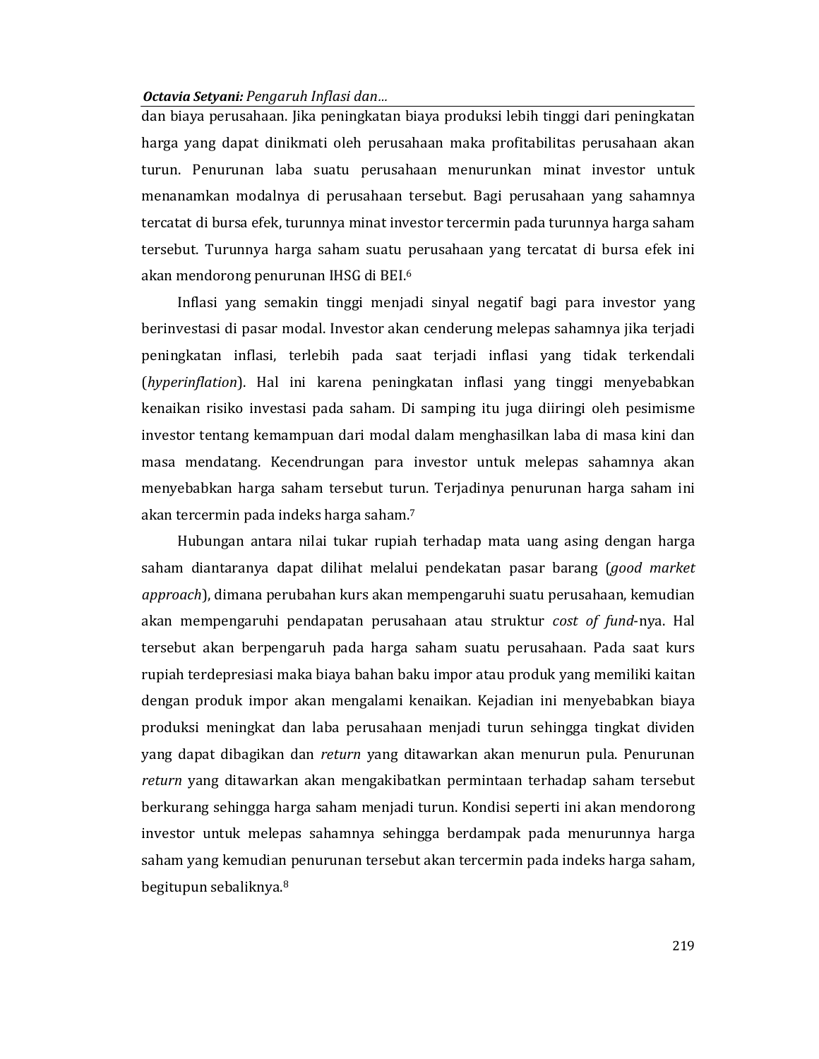dan biaya perusahaan. Jika peningkatan biaya produksi lebih tinggi dari peningkatan harga yang dapat dinikmati oleh perusahaan maka profitabilitas perusahaan akan turun. Penurunan laba suatu perusahaan menurunkan minat investor untuk menanamkan modalnya di perusahaan tersebut. Bagi perusahaan yang sahamnya tercatat di bursa efek, turunnya minat investor tercermin pada turunnya harga saham tersebut. Turunnya harga saham suatu perusahaan yang tercatat di bursa efek ini akan mendorong penurunan IHSG di BEI.[6]

Inflasi yang semakin tinggi menjadi sinyal negatif bagi para investor yang berinvestasi di pasar modal. Investor akan cenderung melepas sahamnya jika terjadi peningkatan inflasi, terlebih pada saat terjadi inflasi yang tidak terkendali (*hyperinflation*). Hal ini karena peningkatan inflasi yang tinggi menyebabkan kenaikan risiko investasi pada saham. Di samping itu juga diiringi oleh pesimisme investor tentang kemampuan dari modal dalam menghasilkan laba di masa kini dan masa mendatang. Kecendrungan para investor untuk melepas sahamnya akan menyebabkan harga saham tersebut turun. Terjadinya penurunan harga saham ini akan tercermin pada indeks harga saham.[7]

Hubungan antara nilai tukar rupiah terhadap mata uang asing dengan harga saham diantaranya dapat dilihat melalui pendekatan pasar barang (*good market approach*), dimana perubahan kurs akan mempengaruhi suatu perusahaan, kemudian akan mempengaruhi pendapatan perusahaan atau struktur *cost of fund*-nya. Hal tersebut akan berpengaruh pada harga saham suatu perusahaan. Pada saat kurs rupiah terdepresiasi maka biaya bahan baku impor atau produk yang memiliki kaitan dengan produk impor akan mengalami kenaikan. Kejadian ini menyebabkan biaya produksi meningkat dan laba perusahaan menjadi turun sehingga tingkat dividen yang dapat dibagikan dan *return* yang ditawarkan akan menurun pula. Penurunan *return* yang ditawarkan akan mengakibatkan permintaan terhadap saham tersebut berkurang sehingga harga saham menjadi turun. Kondisi seperti ini akan mendorong investor untuk melepas sahamnya sehingga berdampak pada menurunnya harga saham yang kemudian penurunan tersebut akan tercermin pada indeks harga saham, begitupun sebaliknya.[8]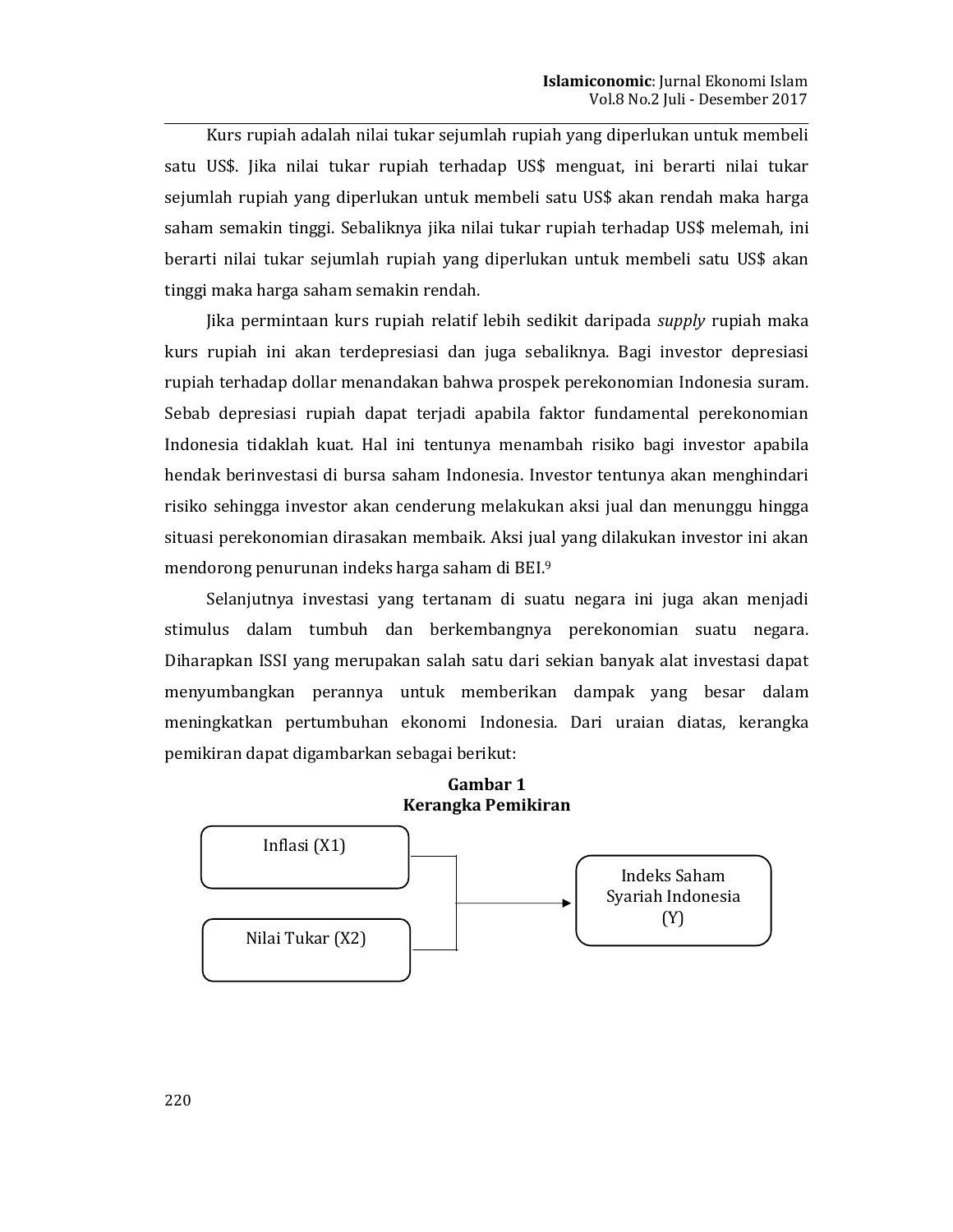Kurs rupiah adalah nilai tukar sejumlah rupiah yang diperlukan untuk membeli satu US$. Jika nilai tukar rupiah terhadap US$ menguat, ini berarti nilai tukar sejumlah rupiah yang diperlukan untuk membeli satu US$ akan rendah maka harga saham semakin tinggi. Sebaliknya jika nilai tukar rupiah terhadap US$ melemah, ini berarti nilai tukar sejumlah rupiah yang diperlukan untuk membeli satu US$ akan tinggi maka harga saham semakin rendah.

Jika permintaan kurs rupiah relatif lebih sedikit daripada *supply* rupiah maka kurs rupiah ini akan terdepresiasi dan juga sebaliknya. Bagi investor depresiasi rupiah terhadap dollar menandakan bahwa prospek perekonomian Indonesia suram. Sebab depresiasi rupiah dapat terjadi apabila faktor fundamental perekonomian Indonesia tidaklah kuat. Hal ini tentunya menambah risiko bagi investor apabila hendak berinvestasi di bursa saham Indonesia. Investor tentunya akan menghindari risiko sehingga investor akan cenderung melakukan aksi jual dan menunggu hingga situasi perekonomian dirasakan membaik. Aksi jual yang dilakukan investor ini akan mendorong penurunan indeks harga saham di BEI.[9]

Selanjutnya investasi yang tertanam di suatu negara ini juga akan menjadi stimulus dalam tumbuh dan berkembangnya perekonomian suatu negara. Diharapkan ISSI yang merupakan salah satu dari sekian banyak alat investasi dapat menyumbangkan perannya untuk memberikan dampak yang besar dalam meningkatkan pertumbuhan ekonomi Indonesia. Dari uraian diatas, kerangka pemikiran dapat digambarkan sebagai berikut:

**Gambar 1**
**Kerangka Pemikiran**

Inflasi (X1)

Nilai Tukar (X2)

Indeks Saham Syariah Indonesia (Y)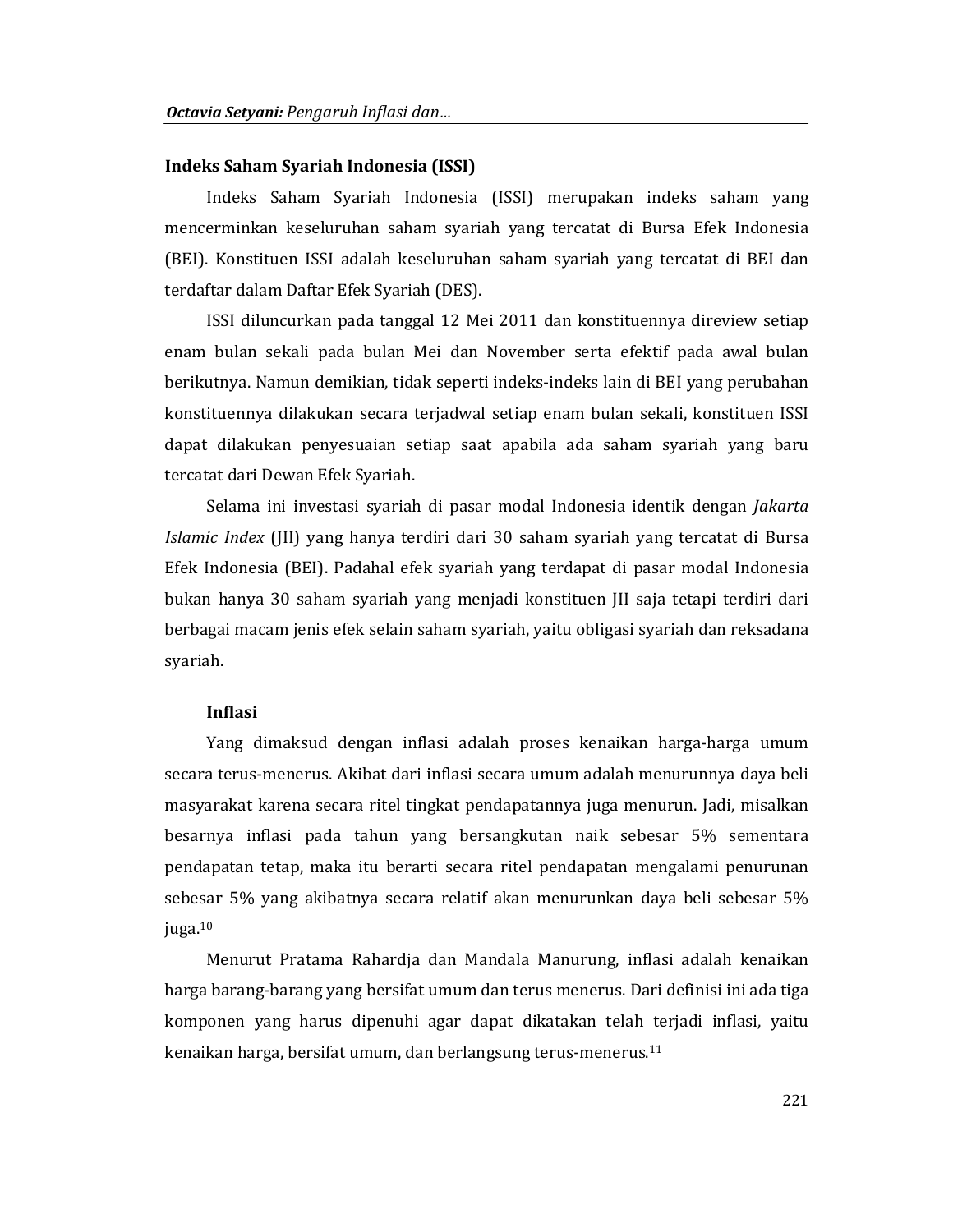### Indeks Saham Syariah Indonesia (ISSI)

Indeks Saham Syariah Indonesia (ISSI) merupakan indeks saham yang mencerminkan keseluruhan saham syariah yang tercatat di Bursa Efek Indonesia (BEI). Konstituen ISSI adalah keseluruhan saham syariah yang tercatat di BEI dan terdaftar dalam Daftar Efek Syariah (DES).

ISSI diluncurkan pada tanggal 12 Mei 2011 dan konstituennya direview setiap enam bulan sekali pada bulan Mei dan November serta efektif pada awal bulan berikutnya. Namun demikian, tidak seperti indeks-indeks lain di BEI yang perubahan konstituennya dilakukan secara terjadwal setiap enam bulan sekali, konstituen ISSI dapat dilakukan penyesuaian setiap saat apabila ada saham syariah yang baru tercatat dari Dewan Efek Syariah.

Selama ini investasi syariah di pasar modal Indonesia identik dengan *Jakarta Islamic Index* (JII) yang hanya terdiri dari 30 saham syariah yang tercatat di Bursa Efek Indonesia (BEI). Padahal efek syariah yang terdapat di pasar modal Indonesia bukan hanya 30 saham syariah yang menjadi konstituen JII saja tetapi terdiri dari berbagai macam jenis efek selain saham syariah, yaitu obligasi syariah dan reksadana syariah.

#### Inflasi

Yang dimaksud dengan inflasi adalah proses kenaikan harga-harga umum secara terus-menerus. Akibat dari inflasi secara umum adalah menurunnya daya beli masyarakat karena secara ritel tingkat pendapatannya juga menurun. Jadi, misalkan besarnya inflasi pada tahun yang bersangkutan naik sebesar 5% sementara pendapatan tetap, maka itu berarti secara ritel pendapatan mengalami penurunan sebesar 5% yang akibatnya secara relatif akan menurunkan daya beli sebesar 5% juga.[10]

Menurut Pratama Rahardja dan Mandala Manurung, inflasi adalah kenaikan harga barang-barang yang bersifat umum dan terus menerus. Dari definisi ini ada tiga komponen yang harus dipenuhi agar dapat dikatakan telah terjadi inflasi, yaitu kenaikan harga, bersifat umum, dan berlangsung terus-menerus.[11]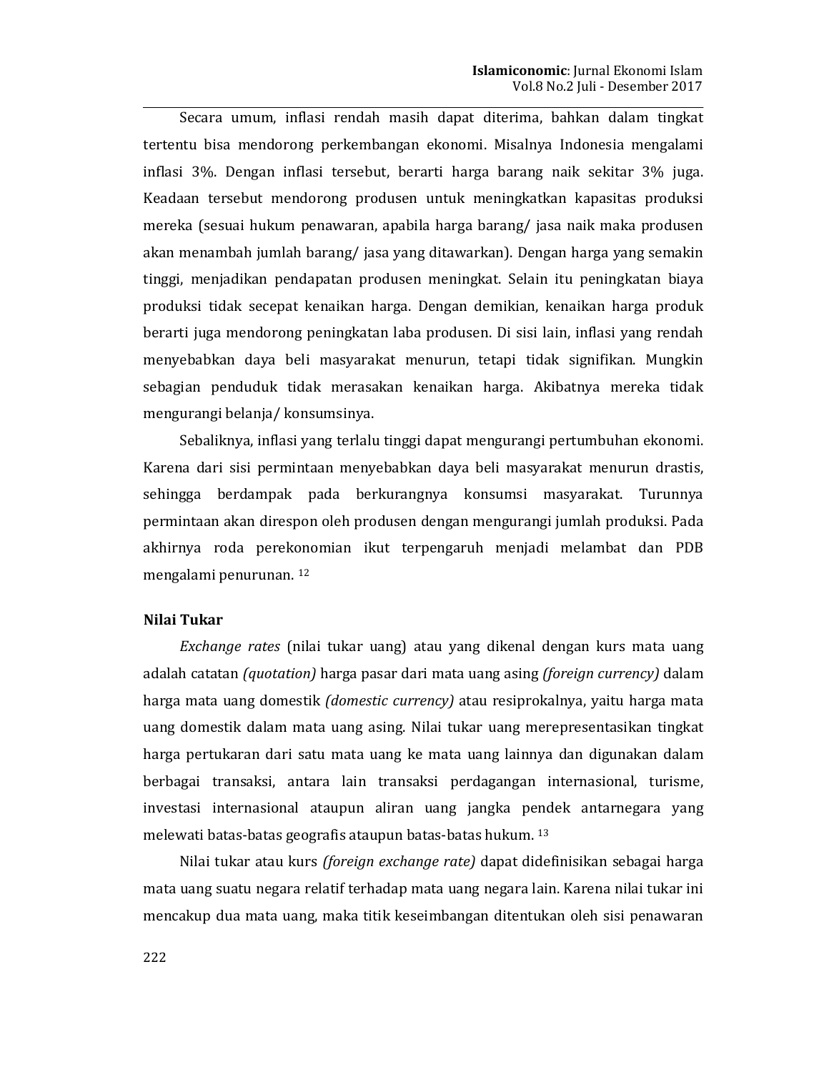Secara umum, inflasi rendah masih dapat diterima, bahkan dalam tingkat tertentu bisa mendorong perkembangan ekonomi. Misalnya Indonesia mengalami inflasi 3%. Dengan inflasi tersebut, berarti harga barang naik sekitar 3% juga. Keadaan tersebut mendorong produsen untuk meningkatkan kapasitas produksi mereka (sesuai hukum penawaran, apabila harga barang/ jasa naik maka produsen akan menambah jumlah barang/ jasa yang ditawarkan). Dengan harga yang semakin tinggi, menjadikan pendapatan produsen meningkat. Selain itu peningkatan biaya produksi tidak secepat kenaikan harga. Dengan demikian, kenaikan harga produk berarti juga mendorong peningkatan laba produsen. Di sisi lain, inflasi yang rendah menyebabkan daya beli masyarakat menurun, tetapi tidak signifikan. Mungkin sebagian penduduk tidak merasakan kenaikan harga. Akibatnya mereka tidak mengurangi belanja/ konsumsinya.

Sebaliknya, inflasi yang terlalu tinggi dapat mengurangi pertumbuhan ekonomi. Karena dari sisi permintaan menyebabkan daya beli masyarakat menurun drastis, sehingga berdampak pada berkurangnya konsumsi masyarakat. Turunnya permintaan akan direspon oleh produsen dengan mengurangi jumlah produksi. Pada akhirnya roda perekonomian ikut terpengaruh menjadi melambat dan PDB mengalami penurunan. [12]

### Nilai Tukar

*Exchange rates* (nilai tukar uang) atau yang dikenal dengan kurs mata uang adalah catatan *(quotation)* harga pasar dari mata uang asing *(foreign currency)* dalam harga mata uang domestik *(domestic currency)* atau resiprokalnya, yaitu harga mata uang domestik dalam mata uang asing. Nilai tukar uang merepresentasikan tingkat harga pertukaran dari satu mata uang ke mata uang lainnya dan digunakan dalam berbagai transaksi, antara lain transaksi perdagangan internasional, turisme, investasi internasional ataupun aliran uang jangka pendek antarnegara yang melewati batas-batas geografis ataupun batas-batas hukum. [13]

Nilai tukar atau kurs *(foreign exchange rate)* dapat didefinisikan sebagai harga mata uang suatu negara relatif terhadap mata uang negara lain. Karena nilai tukar ini mencakup dua mata uang, maka titik keseimbangan ditentukan oleh sisi penawaran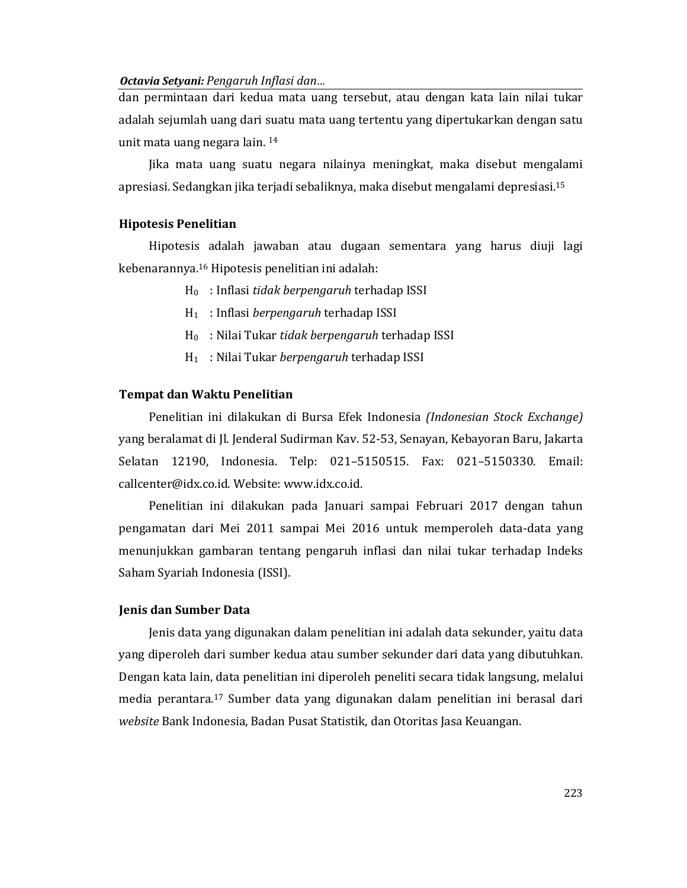dan permintaan dari kedua mata uang tersebut, atau dengan kata lain nilai tukar adalah sejumlah uang dari suatu mata uang tertentu yang dipertukarkan dengan satu unit mata uang negara lain. [14]

Jika mata uang suatu negara nilainya meningkat, maka disebut mengalami apresiasi. Sedangkan jika terjadi sebaliknya, maka disebut mengalami depresiasi.[15]

## Hipotesis Penelitian

Hipotesis adalah jawaban atau dugaan sementara yang harus diuji lagi kebenarannya.[16] Hipotesis penelitian ini adalah:

$H_0$ : Inflasi *tidak berpengaruh* terhadap ISSI

$H_1$ : Inflasi *berpengaruh* terhadap ISSI

$H_0$ : Nilai Tukar *tidak berpengaruh* terhadap ISSI

$H_1$ : Nilai Tukar *berpengaruh* terhadap ISSI

## Tempat dan Waktu Penelitian

Penelitian ini dilakukan di Bursa Efek Indonesia *(Indonesian Stock Exchange)* yang beralamat di Jl. Jenderal Sudirman Kav. 52-53, Senayan, Kebayoran Baru, Jakarta Selatan 12190, Indonesia. Telp: 021–5150515. Fax: 021–5150330. Email: callcenter@idx.co.id. Website: www.idx.co.id.

Penelitian ini dilakukan pada Januari sampai Februari 2017 dengan tahun pengamatan dari Mei 2011 sampai Mei 2016 untuk memperoleh data-data yang menunjukkan gambaran tentang pengaruh inflasi dan nilai tukar terhadap Indeks Saham Syariah Indonesia (ISSI).

## Jenis dan Sumber Data

Jenis data yang digunakan dalam penelitian ini adalah data sekunder, yaitu data yang diperoleh dari sumber kedua atau sumber sekunder dari data yang dibutuhkan. Dengan kata lain, data penelitian ini diperoleh peneliti secara tidak langsung, melalui media perantara.[17] Sumber data yang digunakan dalam penelitian ini berasal dari *website* Bank Indonesia, Badan Pusat Statistik, dan Otoritas Jasa Keuangan.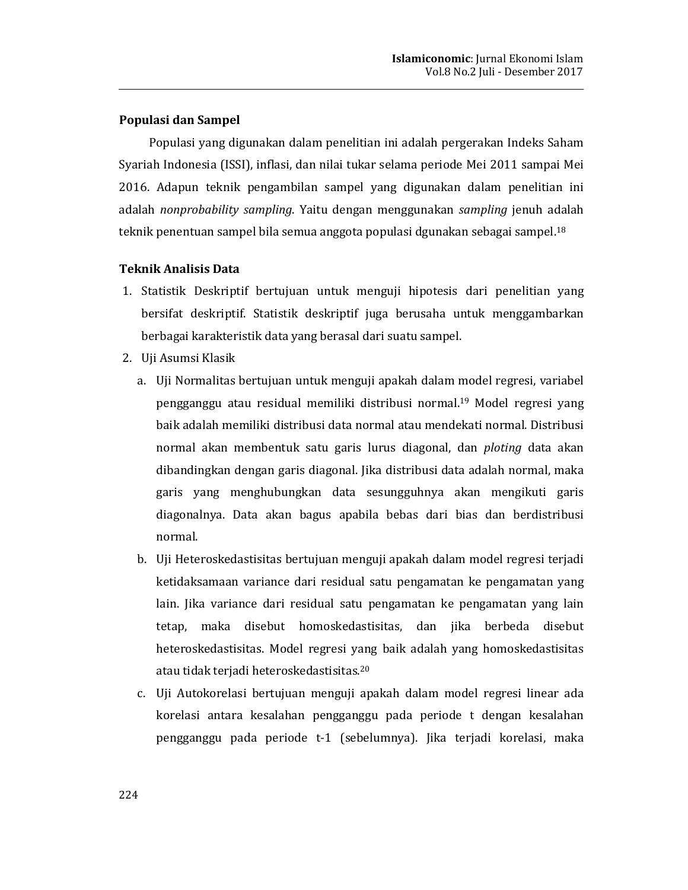**Populasi dan Sampel**

Populasi yang digunakan dalam penelitian ini adalah pergerakan Indeks Saham Syariah Indonesia (ISSI), inflasi, dan nilai tukar selama periode Mei 2011 sampai Mei 2016. Adapun teknik pengambilan sampel yang digunakan dalam penelitian ini adalah *nonprobability sampling*. Yaitu dengan menggunakan *sampling* jenuh adalah teknik penentuan sampel bila semua anggota populasi dgunakan sebagai sampel.[18]

**Teknik Analisis Data**

1. Statistik Deskriptif bertujuan untuk menguji hipotesis dari penelitian yang bersifat deskriptif. Statistik deskriptif juga berusaha untuk menggambarkan berbagai karakteristik data yang berasal dari suatu sampel.
2. Uji Asumsi Klasik
   a. Uji Normalitas bertujuan untuk menguji apakah dalam model regresi, variabel pengganggu atau residual memiliki distribusi normal.[19] Model regresi yang baik adalah memiliki distribusi data normal atau mendekati normal. Distribusi normal akan membentuk satu garis lurus diagonal, dan *ploting* data akan dibandingkan dengan garis diagonal. Jika distribusi data adalah normal, maka garis yang menghubungkan data sesungguhnya akan mengikuti garis diagonalnya. Data akan bagus apabila bebas dari bias dan berdistribusi normal.
   b. Uji Heteroskedastisitas bertujuan menguji apakah dalam model regresi terjadi ketidaksamaan variance dari residual satu pengamatan ke pengamatan yang lain. Jika variance dari residual satu pengamatan ke pengamatan yang lain tetap, maka disebut homoskedastisitas, dan jika berbeda disebut heteroskedastisitas. Model regresi yang baik adalah yang homoskedastisitas atau tidak terjadi heteroskedastisitas.[20]
   c. Uji Autokorelasi bertujuan menguji apakah dalam model regresi linear ada korelasi antara kesalahan pengganggu pada periode t dengan kesalahan pengganggu pada periode t-1 (sebelumnya). Jika terjadi korelasi, maka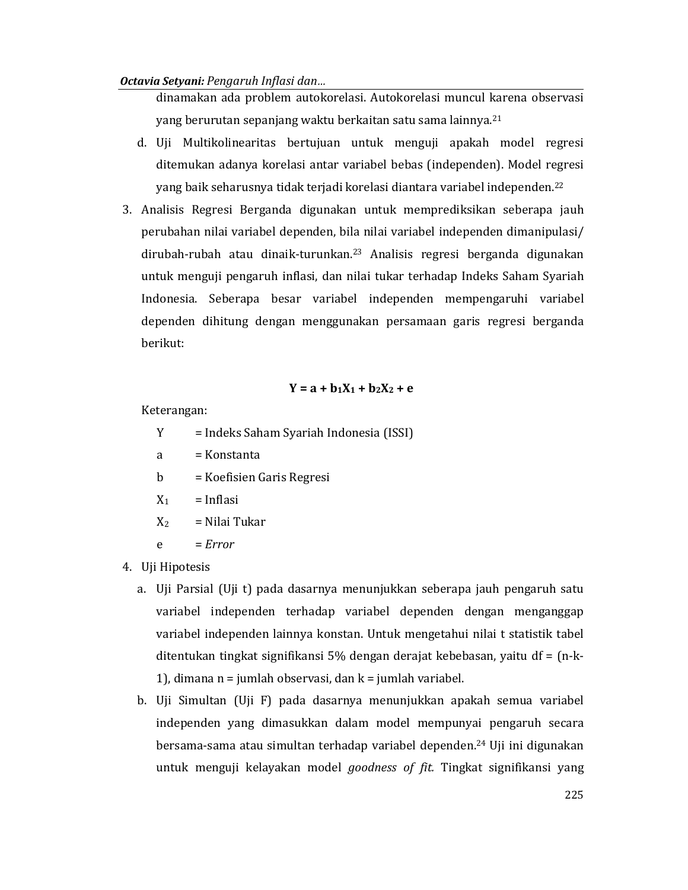dinamakan ada problem autokorelasi. Autokorelasi muncul karena observasi yang berurutan sepanjang waktu berkaitan satu sama lainnya.[21]

d. Uji Multikolinearitas bertujuan untuk menguji apakah model regresi ditemukan adanya korelasi antar variabel bebas (independen). Model regresi yang baik seharusnya tidak terjadi korelasi diantara variabel independen.[22]

3. Analisis Regresi Berganda digunakan untuk memprediksikan seberapa jauh perubahan nilai variabel dependen, bila nilai variabel independen dimanipulasi/ dirubah-rubah atau dinaik-turunkan.[23] Analisis regresi berganda digunakan untuk menguji pengaruh inflasi, dan nilai tukar terhadap Indeks Saham Syariah Indonesia. Seberapa besar variabel independen mempengaruhi variabel dependen dihitung dengan menggunakan persamaan garis regresi berganda berikut:

$$\mathbf{Y = a + b_1X_1 + b_2X_2 + e}$$

Keterangan:

- $Y$ = Indeks Saham Syariah Indonesia (ISSI)
- $a$ = Konstanta
- $b$ = Koefisien Garis Regresi
- $X_1$ = Inflasi
- $X_2$ = Nilai Tukar
- $e$ = *Error*

4. Uji Hipotesis

a. Uji Parsial (Uji t) pada dasarnya menunjukkan seberapa jauh pengaruh satu variabel independen terhadap variabel dependen dengan menganggap variabel independen lainnya konstan. Untuk mengetahui nilai t statistik tabel ditentukan tingkat signifikansi 5% dengan derajat kebebasan, yaitu df = (n-k-1), dimana n = jumlah observasi, dan k = jumlah variabel.

b. Uji Simultan (Uji F) pada dasarnya menunjukkan apakah semua variabel independen yang dimasukkan dalam model mempunyai pengaruh secara bersama-sama atau simultan terhadap variabel dependen.[24] Uji ini digunakan untuk menguji kelayakan model *goodness of fit.* Tingkat signifikansi yang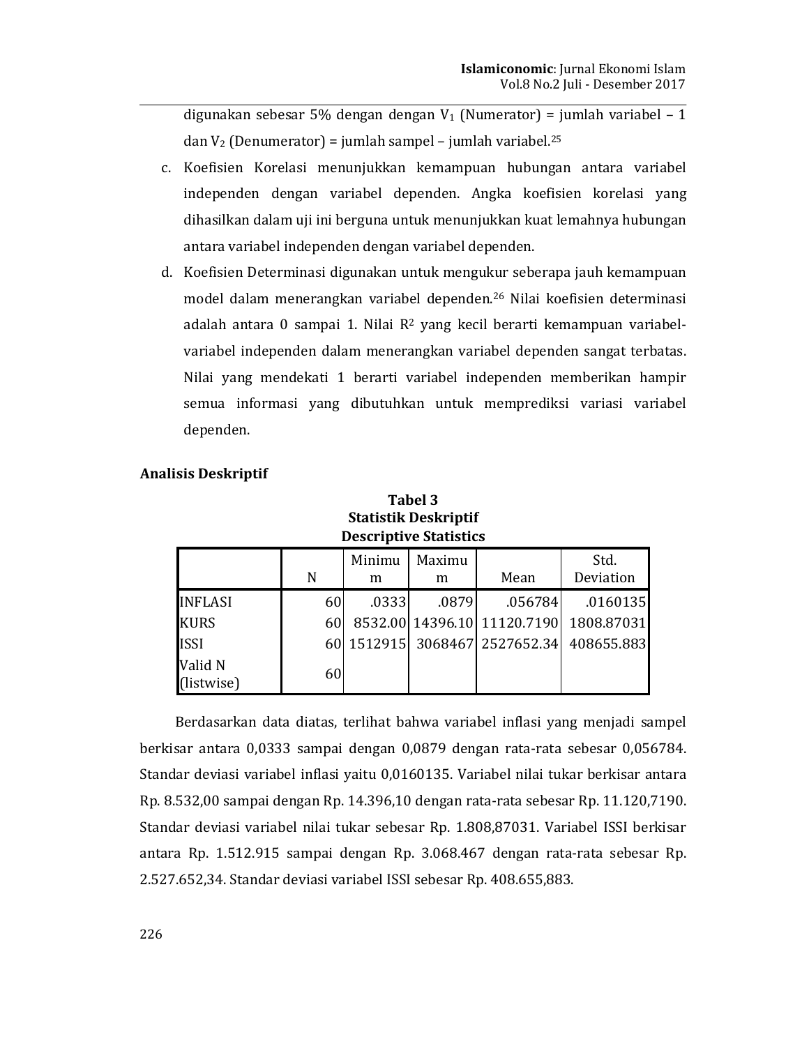digunakan sebesar 5% dengan dengan $V_1$ (Numerator) = jumlah variabel – 1 dan $V_2$ (Denumerator) = jumlah sampel – jumlah variabel.[25]

c. Koefisien Korelasi menunjukkan kemampuan hubungan antara variabel independen dengan variabel dependen. Angka koefisien korelasi yang dihasilkan dalam uji ini berguna untuk menunjukkan kuat lemahnya hubungan antara variabel independen dengan variabel dependen.

d. Koefisien Determinasi digunakan untuk mengukur seberapa jauh kemampuan model dalam menerangkan variabel dependen.[26] Nilai koefisien determinasi adalah antara 0 sampai 1. Nilai $R^2$ yang kecil berarti kemampuan variabel-variabel independen dalam menerangkan variabel dependen sangat terbatas. Nilai yang mendekati 1 berarti variabel independen memberikan hampir semua informasi yang dibutuhkan untuk memprediksi variasi variabel dependen.

**Analisis Deskriptif**

**Tabel 3**
**Statistik Deskriptif**
**Descriptive Statistics**

| | N | Minimum | Maximum | Mean | Std. Deviation |
|---|---|---|---|---|---|
| INFLASI | 60 | .0333 | .0879 | .056784 | .0160135 |
| KURS | 60 | 8532.00 | 14396.10 | 11120.7190 | 1808.87031 |
| ISSI | 60 | 1512915 | 3068467 | 2527652.34 | 408655.883 |
| Valid N (listwise) | 60 | | | | |

Berdasarkan data diatas, terlihat bahwa variabel inflasi yang menjadi sampel berkisar antara 0,0333 sampai dengan 0,0879 dengan rata-rata sebesar 0,056784. Standar deviasi variabel inflasi yaitu 0,0160135. Variabel nilai tukar berkisar antara Rp. 8.532,00 sampai dengan Rp. 14.396,10 dengan rata-rata sebesar Rp. 11.120,7190. Standar deviasi variabel nilai tukar sebesar Rp. 1.808,87031. Variabel ISSI berkisar antara Rp. 1.512.915 sampai dengan Rp. 3.068.467 dengan rata-rata sebesar Rp. 2.527.652,34. Standar deviasi variabel ISSI sebesar Rp. 408.655,883.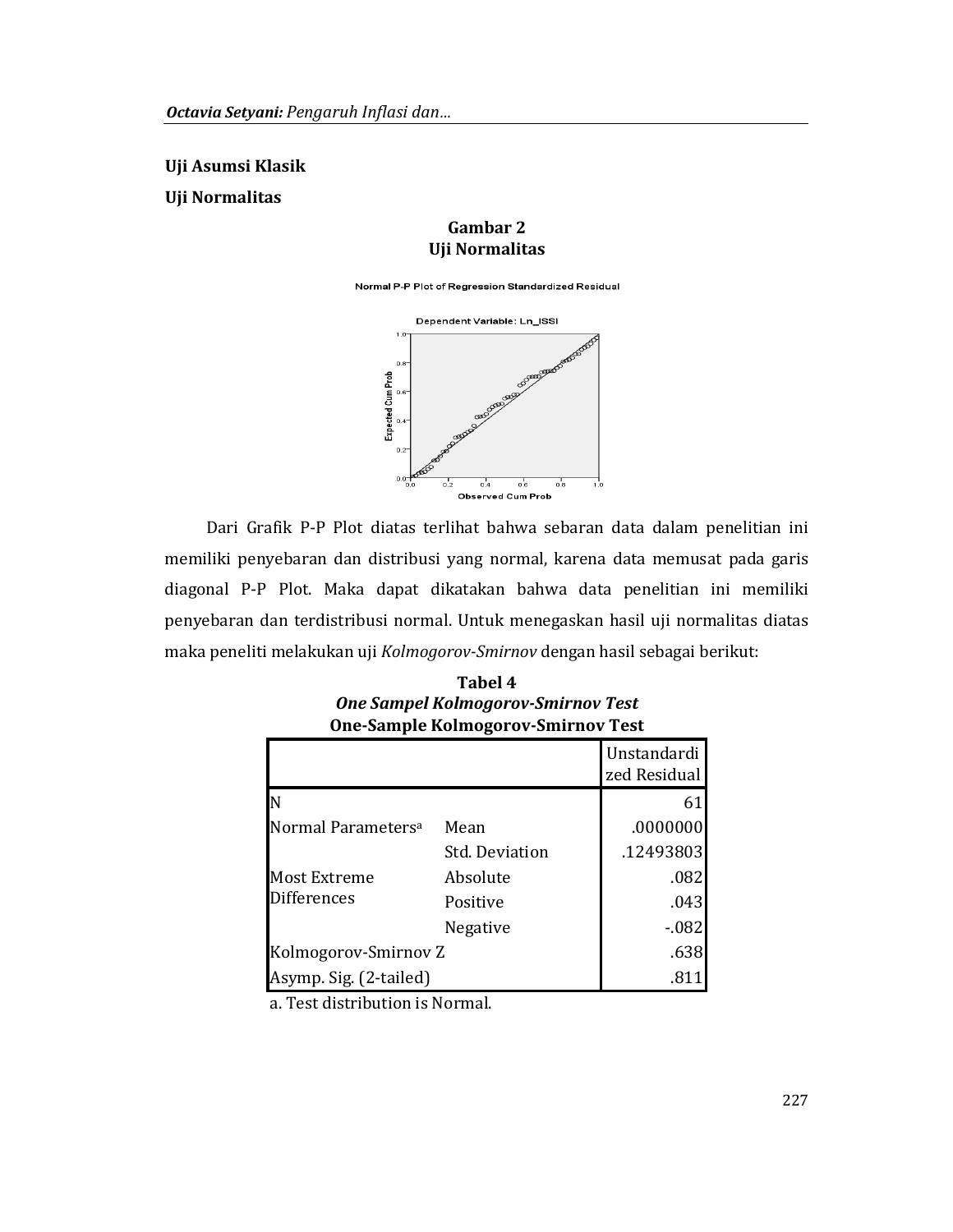**Uji Asumsi Klasik**

**Uji Normalitas**

**Gambar 2**
**Uji Normalitas**

Normal P-P Plot of Regression Standardized Residual

Dependent Variable: Ln_ISSI

Dari Grafik P-P Plot diatas terlihat bahwa sebaran data dalam penelitian ini memiliki penyebaran dan distribusi yang normal, karena data memusat pada garis diagonal P-P Plot. Maka dapat dikatakan bahwa data penelitian ini memiliki penyebaran dan terdistribusi normal. Untuk menegaskan hasil uji normalitas diatas maka peneliti melakukan uji *Kolmogorov-Smirnov* dengan hasil sebagai berikut:

**Tabel 4**
***One Sampel Kolmogorov-Smirnov Test***
**One-Sample Kolmogorov-Smirnov Test**

| | | Unstandardized Residual |
|---|---|---|
| N | | 61 |
| Normal Parameters[a] | Mean | .0000000 |
| | Std. Deviation | .12493803 |
| Most Extreme Differences | Absolute | .082 |
| | Positive | .043 |
| | Negative | -.082 |
| Kolmogorov-Smirnov Z | | .638 |
| Asymp. Sig. (2-tailed) | | .811 |

a. Test distribution is Normal.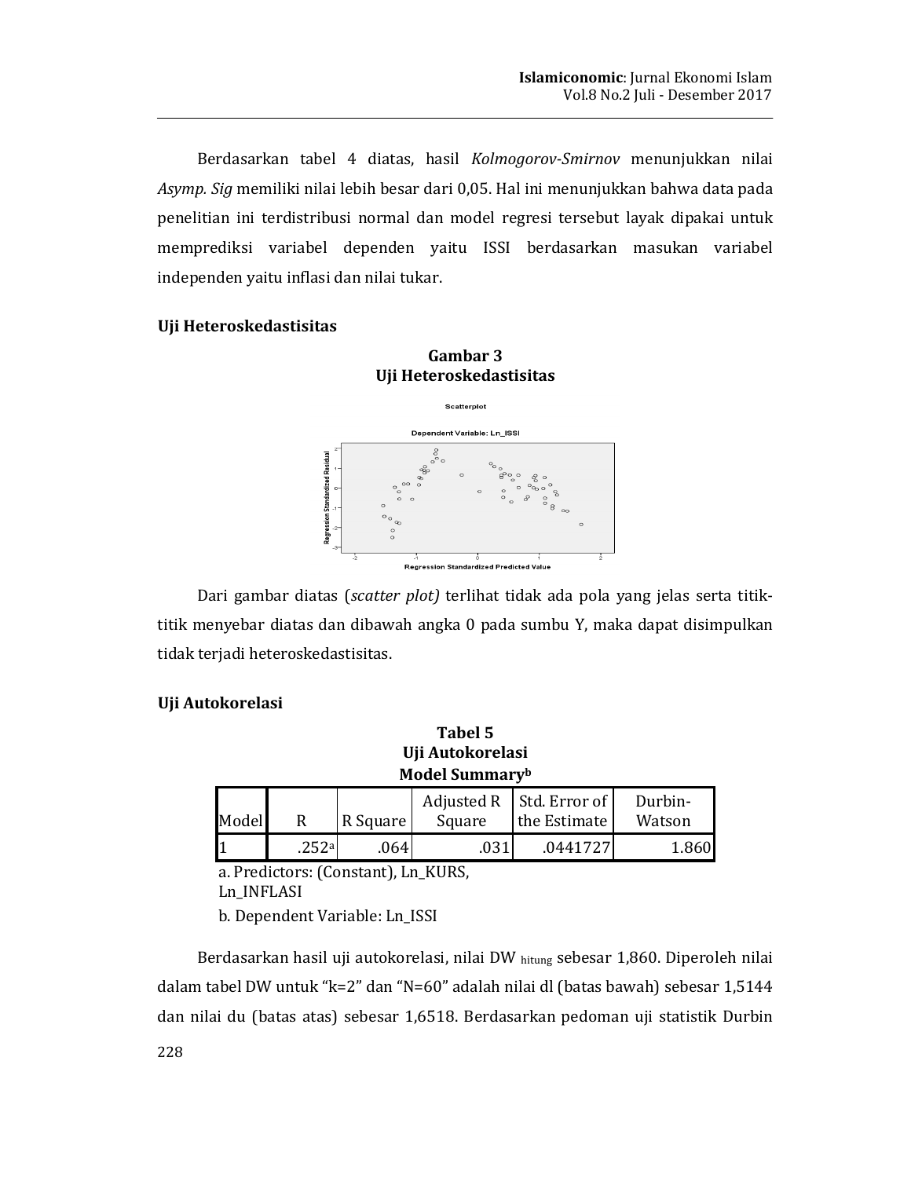Berdasarkan tabel 4 diatas, hasil *Kolmogorov-Smirnov* menunjukkan nilai *Asymp. Sig* memiliki nilai lebih besar dari 0,05. Hal ini menunjukkan bahwa data pada penelitian ini terdistribusi normal dan model regresi tersebut layak dipakai untuk memprediksi variabel dependen yaitu ISSI berdasarkan masukan variabel independen yaitu inflasi dan nilai tukar.

**Uji Heteroskedastisitas**

**Gambar 3**
**Uji Heteroskedastisitas**

Dari gambar diatas (*scatter plot)* terlihat tidak ada pola yang jelas serta titik-titik menyebar diatas dan dibawah angka 0 pada sumbu Y, maka dapat disimpulkan tidak terjadi heteroskedastisitas.

**Uji Autokorelasi**

**Tabel 5**
**Uji Autokorelasi**
**Model Summary[b]**

| Model | R | R Square | Adjusted R Square | Std. Error of the Estimate | Durbin-Watson |
|---|---|---|---|---|---|
| 1 | .252[a] | .064 | .031 | .0441727 | 1.860 |

a. Predictors: (Constant), Ln_KURS, Ln_INFLASI

b. Dependent Variable: Ln_ISSI

Berdasarkan hasil uji autokorelasi, nilai DW $_{hitung}$ sebesar 1,860. Diperoleh nilai dalam tabel DW untuk "k=2" dan "N=60" adalah nilai dl (batas bawah) sebesar 1,5144 dan nilai du (batas atas) sebesar 1,6518. Berdasarkan pedoman uji statistik Durbin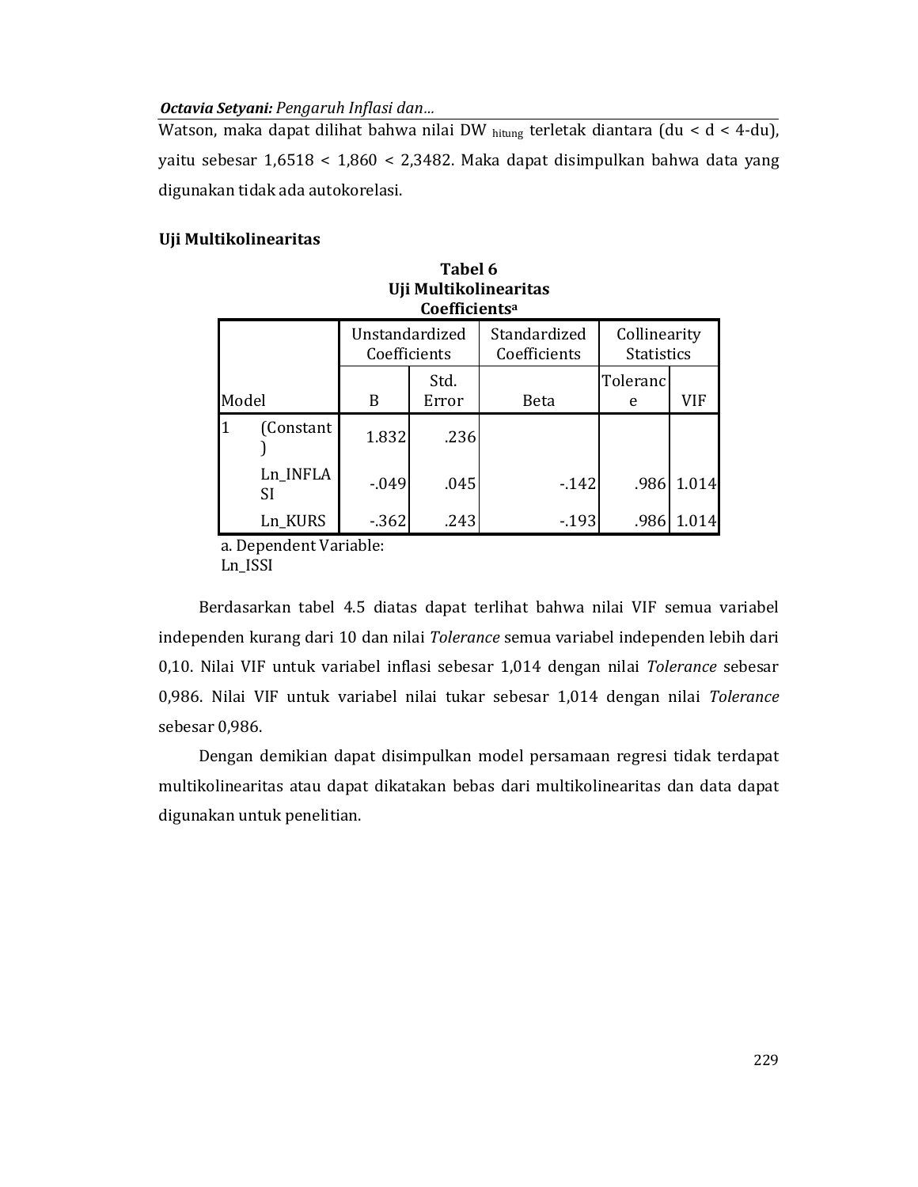Watson, maka dapat dilihat bahwa nilai DW $_{hitung}$ terletak diantara (du < d < 4-du), yaitu sebesar 1,6518 < 1,860 < 2,3482. Maka dapat disimpulkan bahwa data yang digunakan tidak ada autokorelasi.

### Uji Multikolinearitas

**Tabel 6**
**Uji Multikolinearitas**
**Coefficients[a]**

| Model | | Unstandardized Coefficients | | Standardized Coefficients | Collinearity Statistics | |
|---|---|---|---|---|---|---|
| | | B | Std. Error | Beta | Tolerance | VIF |
| 1 | (Constant) | 1.832 | .236 | | | |
| | Ln_INFLASI | -.049 | .045 | -.142 | .986 | 1.014 |
| | Ln_KURS | -.362 | .243 | -.193 | .986 | 1.014 |

a. Dependent Variable: Ln_ISSI

Berdasarkan tabel 4.5 diatas dapat terlihat bahwa nilai VIF semua variabel independen kurang dari 10 dan nilai *Tolerance* semua variabel independen lebih dari 0,10. Nilai VIF untuk variabel inflasi sebesar 1,014 dengan nilai *Tolerance* sebesar 0,986. Nilai VIF untuk variabel nilai tukar sebesar 1,014 dengan nilai *Tolerance* sebesar 0,986.

Dengan demikian dapat disimpulkan model persamaan regresi tidak terdapat multikolinearitas atau dapat dikatakan bebas dari multikolinearitas dan data dapat digunakan untuk penelitian.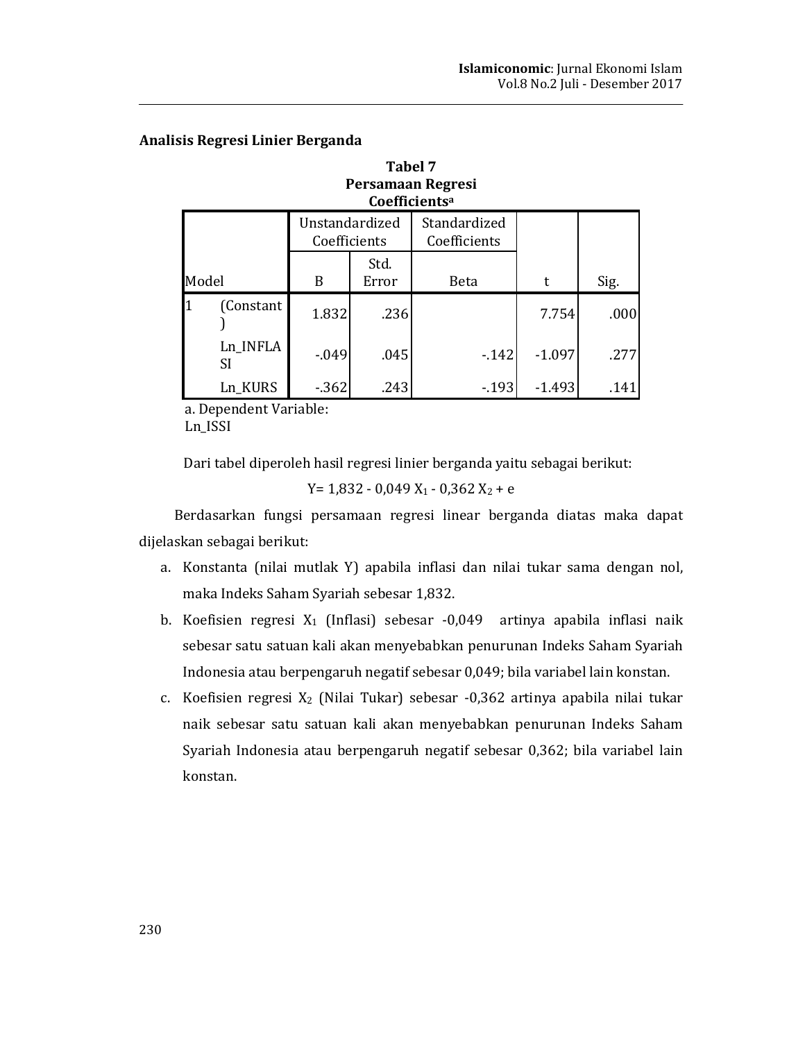### Analisis Regresi Linier Berganda

**Tabel 7**
**Persamaan Regresi**
**Coefficients[a]**

| Model | | Unstandardized Coefficients | | Standardized Coefficients | t | Sig. |
|---|---|---|---|---|---|---|
| | | B | Std. Error | Beta | | |
| 1 | (Constant) | 1.832 | .236 | | 7.754 | .000 |
| | Ln_INFLASI | -.049 | .045 | -.142 | -1.097 | .277 |
| | Ln_KURS | -.362 | .243 | -.193 | -1.493 | .141 |

a. Dependent Variable: Ln_ISSI

Dari tabel diperoleh hasil regresi linier berganda yaitu sebagai berikut:

$$Y = 1,832 - 0,049\ X_1 - 0,362\ X_2 + e$$

Berdasarkan fungsi persamaan regresi linear berganda diatas maka dapat dijelaskan sebagai berikut:

a. Konstanta (nilai mutlak Y) apabila inflasi dan nilai tukar sama dengan nol, maka Indeks Saham Syariah sebesar 1,832.
b. Koefisien regresi $X_1$ (Inflasi) sebesar -0,049 artinya apabila inflasi naik sebesar satu satuan kali akan menyebabkan penurunan Indeks Saham Syariah Indonesia atau berpengaruh negatif sebesar 0,049; bila variabel lain konstan.
c. Koefisien regresi $X_2$ (Nilai Tukar) sebesar -0,362 artinya apabila nilai tukar naik sebesar satu satuan kali akan menyebabkan penurunan Indeks Saham Syariah Indonesia atau berpengaruh negatif sebesar 0,362; bila variabel lain konstan.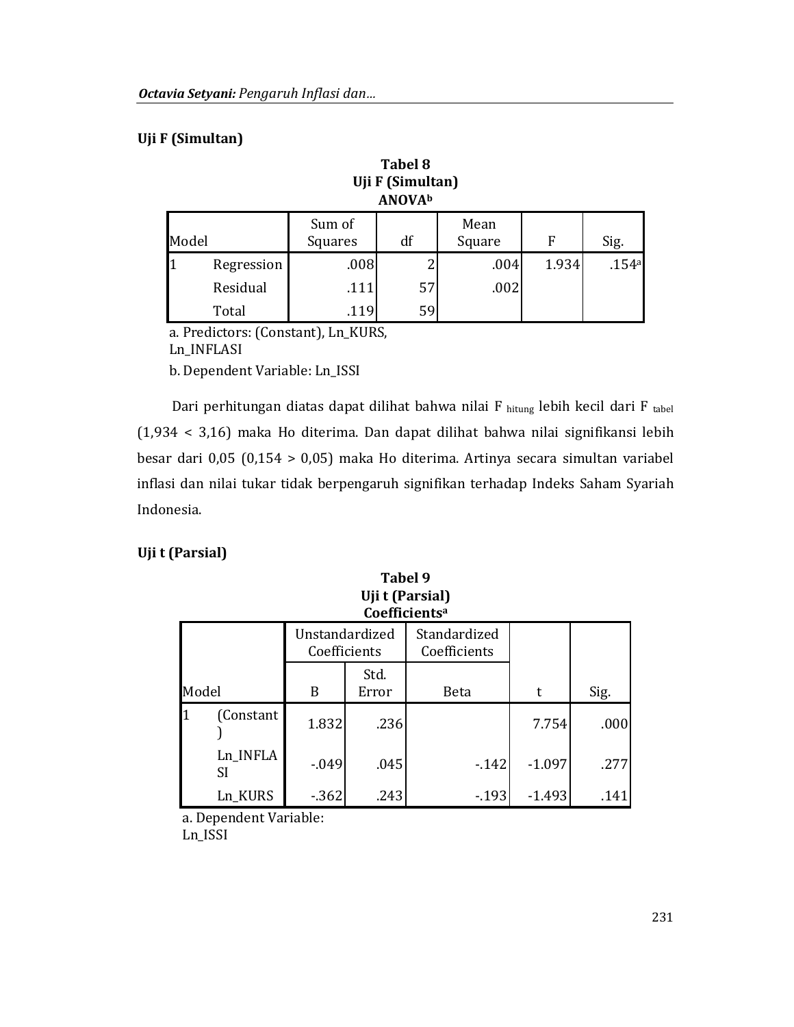### Uji F (Simultan)

**Tabel 8**
**Uji F (Simultan)**
**ANOVA[b]**

| Model | | Sum of Squares | df | Mean Square | F | Sig. |
|---|---|---|---|---|---|---|
| 1 | Regression | .008 | 2 | .004 | 1.934 | .154[a] |
| | Residual | .111 | 57 | .002 | | |
| | Total | .119 | 59 | | | |

a. Predictors: (Constant), Ln_KURS, Ln_INFLASI

b. Dependent Variable: Ln_ISSI

Dari perhitungan diatas dapat dilihat bahwa nilai $F_{hitung}$ lebih kecil dari $F_{tabel}$ (1,934 < 3,16) maka Ho diterima. Dan dapat dilihat bahwa nilai signifikansi lebih besar dari 0,05 (0,154 > 0,05) maka Ho diterima. Artinya secara simultan variabel inflasi dan nilai tukar tidak berpengaruh signifikan terhadap Indeks Saham Syariah Indonesia.

### Uji t (Parsial)

**Tabel 9**
**Uji t (Parsial)**
**Coefficients[a]**

| Model | | Unstandardized Coefficients | | Standardized Coefficients | t | Sig. |
|---|---|---|---|---|---|---|
| | | B | Std. Error | Beta | | |
| 1 | (Constant) | 1.832 | .236 | | 7.754 | .000 |
| | Ln_INFLASI | -.049 | .045 | -.142 | -1.097 | .277 |
| | Ln_KURS | -.362 | .243 | -.193 | -1.493 | .141 |

a. Dependent Variable: Ln_ISSI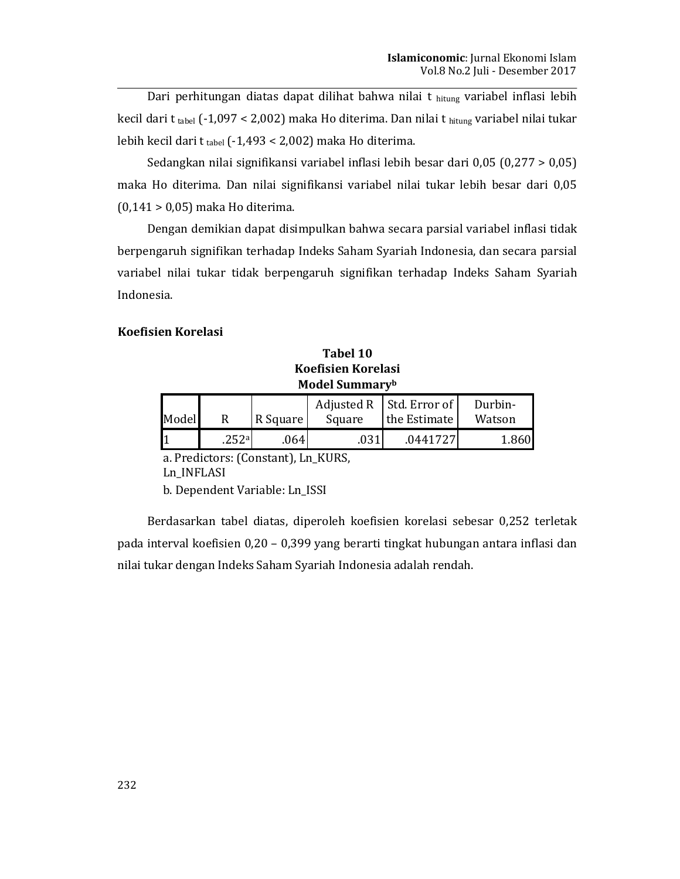Dari perhitungan diatas dapat dilihat bahwa nilai $t_{hitung}$ variabel inflasi lebih kecil dari $t_{tabel}$ (-1,097 < 2,002) maka Ho diterima. Dan nilai $t_{hitung}$ variabel nilai tukar lebih kecil dari $t_{tabel}$ (-1,493 < 2,002) maka Ho diterima.

Sedangkan nilai signifikansi variabel inflasi lebih besar dari 0,05 (0,277 > 0,05) maka Ho diterima. Dan nilai signifikansi variabel nilai tukar lebih besar dari 0,05 (0,141 > 0,05) maka Ho diterima.

Dengan demikian dapat disimpulkan bahwa secara parsial variabel inflasi tidak berpengaruh signifikan terhadap Indeks Saham Syariah Indonesia, dan secara parsial variabel nilai tukar tidak berpengaruh signifikan terhadap Indeks Saham Syariah Indonesia.

**Koefisien Korelasi**

**Tabel 10**
**Koefisien Korelasi**
**Model Summary**[b]

| Model | R | R Square | Adjusted R Square | Std. Error of the Estimate | Durbin-Watson |
|---|---|---|---|---|---|
| 1 | .252[a] | .064 | .031 | .0441727 | 1.860 |

a. Predictors: (Constant), Ln_KURS, Ln_INFLASI

b. Dependent Variable: Ln_ISSI

Berdasarkan tabel diatas, diperoleh koefisien korelasi sebesar 0,252 terletak pada interval koefisien 0,20 – 0,399 yang berarti tingkat hubungan antara inflasi dan nilai tukar dengan Indeks Saham Syariah Indonesia adalah rendah.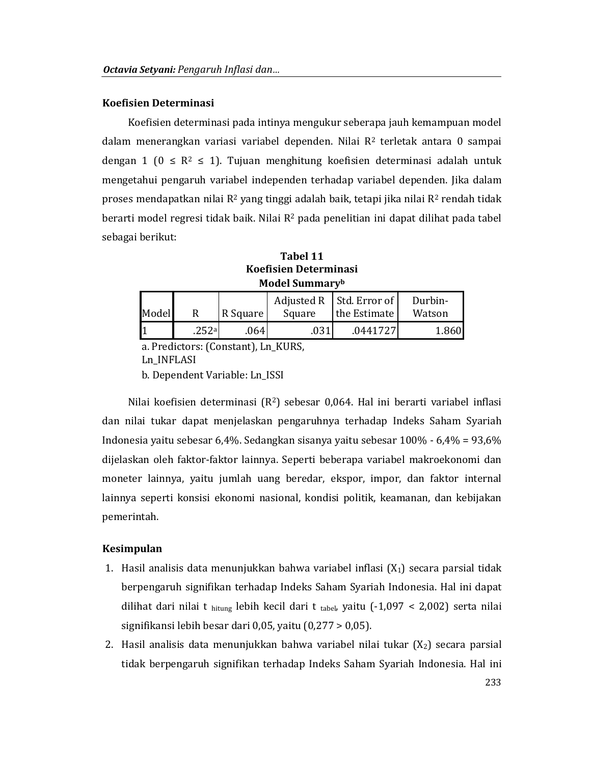## Koefisien Determinasi

Koefisien determinasi pada intinya mengukur seberapa jauh kemampuan model dalam menerangkan variasi variabel dependen. Nilai $R^2$ terletak antara 0 sampai dengan 1 ($0 \leq R^2 \leq 1$). Tujuan menghitung koefisien determinasi adalah untuk mengetahui pengaruh variabel independen terhadap variabel dependen. Jika dalam proses mendapatkan nilai $R^2$ yang tinggi adalah baik, tetapi jika nilai $R^2$ rendah tidak berarti model regresi tidak baik. Nilai $R^2$ pada penelitian ini dapat dilihat pada tabel sebagai berikut:

**Tabel 11**
**Koefisien Determinasi**
**Model Summary[b]**

| Model | R | R Square | Adjusted R Square | Std. Error of the Estimate | Durbin-Watson |
|---|---|---|---|---|---|
| 1 | .252[a] | .064 | .031 | .0441727 | 1.860 |

a. Predictors: (Constant), Ln_KURS, Ln_INFLASI

b. Dependent Variable: Ln_ISSI

Nilai koefisien determinasi ($R^2$) sebesar 0,064. Hal ini berarti variabel inflasi dan nilai tukar dapat menjelaskan pengaruhnya terhadap Indeks Saham Syariah Indonesia yaitu sebesar 6,4%. Sedangkan sisanya yaitu sebesar 100% - 6,4% = 93,6% dijelaskan oleh faktor-faktor lainnya. Seperti beberapa variabel makroekonomi dan moneter lainnya, yaitu jumlah uang beredar, ekspor, impor, dan faktor internal lainnya seperti konsisi ekonomi nasional, kondisi politik, keamanan, dan kebijakan pemerintah.

## Kesimpulan

1. Hasil analisis data menunjukkan bahwa variabel inflasi ($X_1$) secara parsial tidak berpengaruh signifikan terhadap Indeks Saham Syariah Indonesia. Hal ini dapat dilihat dari nilai $t_{hitung}$ lebih kecil dari $t_{tabel}$, yaitu (-1,097 < 2,002) serta nilai signifikansi lebih besar dari 0,05, yaitu (0,277 > 0,05).
2. Hasil analisis data menunjukkan bahwa variabel nilai tukar ($X_2$) secara parsial tidak berpengaruh signifikan terhadap Indeks Saham Syariah Indonesia. Hal ini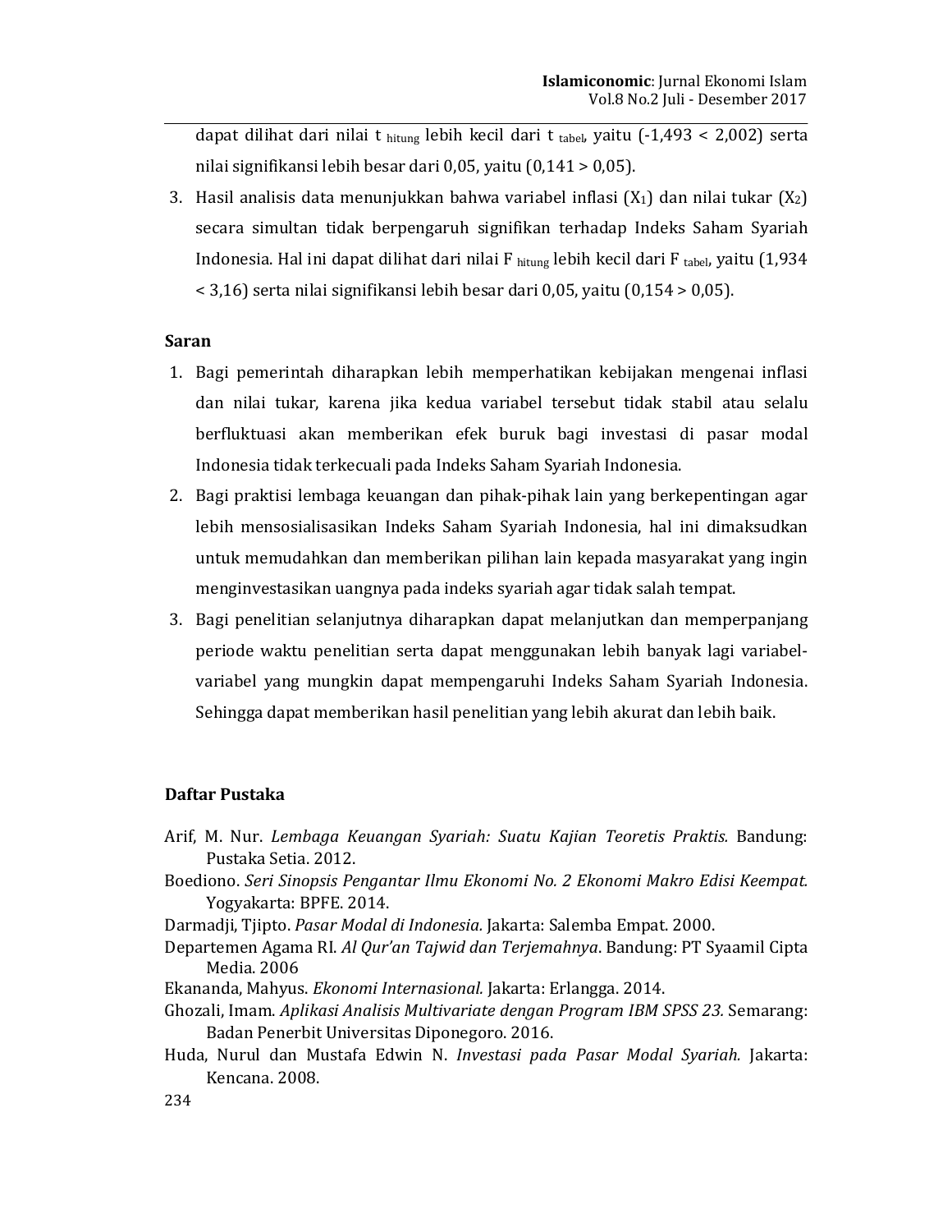dapat dilihat dari nilai $t_{hitung}$ lebih kecil dari $t_{tabel}$, yaitu (-1,493 < 2,002) serta nilai signifikansi lebih besar dari 0,05, yaitu (0,141 > 0,05).

3. Hasil analisis data menunjukkan bahwa variabel inflasi ($X_1$) dan nilai tukar ($X_2$) secara simultan tidak berpengaruh signifikan terhadap Indeks Saham Syariah Indonesia. Hal ini dapat dilihat dari nilai $F_{hitung}$ lebih kecil dari $F_{tabel}$, yaitu (1,934 < 3,16) serta nilai signifikansi lebih besar dari 0,05, yaitu (0,154 > 0,05).

**Saran**

1. Bagi pemerintah diharapkan lebih memperhatikan kebijakan mengenai inflasi dan nilai tukar, karena jika kedua variabel tersebut tidak stabil atau selalu berfluktuasi akan memberikan efek buruk bagi investasi di pasar modal Indonesia tidak terkecuali pada Indeks Saham Syariah Indonesia.
2. Bagi praktisi lembaga keuangan dan pihak-pihak lain yang berkepentingan agar lebih mensosialisasikan Indeks Saham Syariah Indonesia, hal ini dimaksudkan untuk memudahkan dan memberikan pilihan lain kepada masyarakat yang ingin menginvestasikan uangnya pada indeks syariah agar tidak salah tempat.
3. Bagi penelitian selanjutnya diharapkan dapat melanjutkan dan memperpanjang periode waktu penelitian serta dapat menggunakan lebih banyak lagi variabel-variabel yang mungkin dapat mempengaruhi Indeks Saham Syariah Indonesia. Sehingga dapat memberikan hasil penelitian yang lebih akurat dan lebih baik.

**Daftar Pustaka**

Arif, M. Nur. *Lembaga Keuangan Syariah: Suatu Kajian Teoretis Praktis.* Bandung: Pustaka Setia. 2012.

Boediono. *Seri Sinopsis Pengantar Ilmu Ekonomi No. 2 Ekonomi Makro Edisi Keempat.* Yogyakarta: BPFE. 2014.

Darmadji, Tjipto. *Pasar Modal di Indonesia.* Jakarta: Salemba Empat. 2000.

Departemen Agama RI. *Al Qur'an Tajwid dan Terjemahnya*. Bandung: PT Syaamil Cipta Media. 2006

Ekananda, Mahyus. *Ekonomi Internasional.* Jakarta: Erlangga. 2014.

Ghozali, Imam. *Aplikasi Analisis Multivariate dengan Program IBM SPSS 23.* Semarang: Badan Penerbit Universitas Diponegoro. 2016.

Huda, Nurul dan Mustafa Edwin N. *Investasi pada Pasar Modal Syariah.* Jakarta: Kencana. 2008.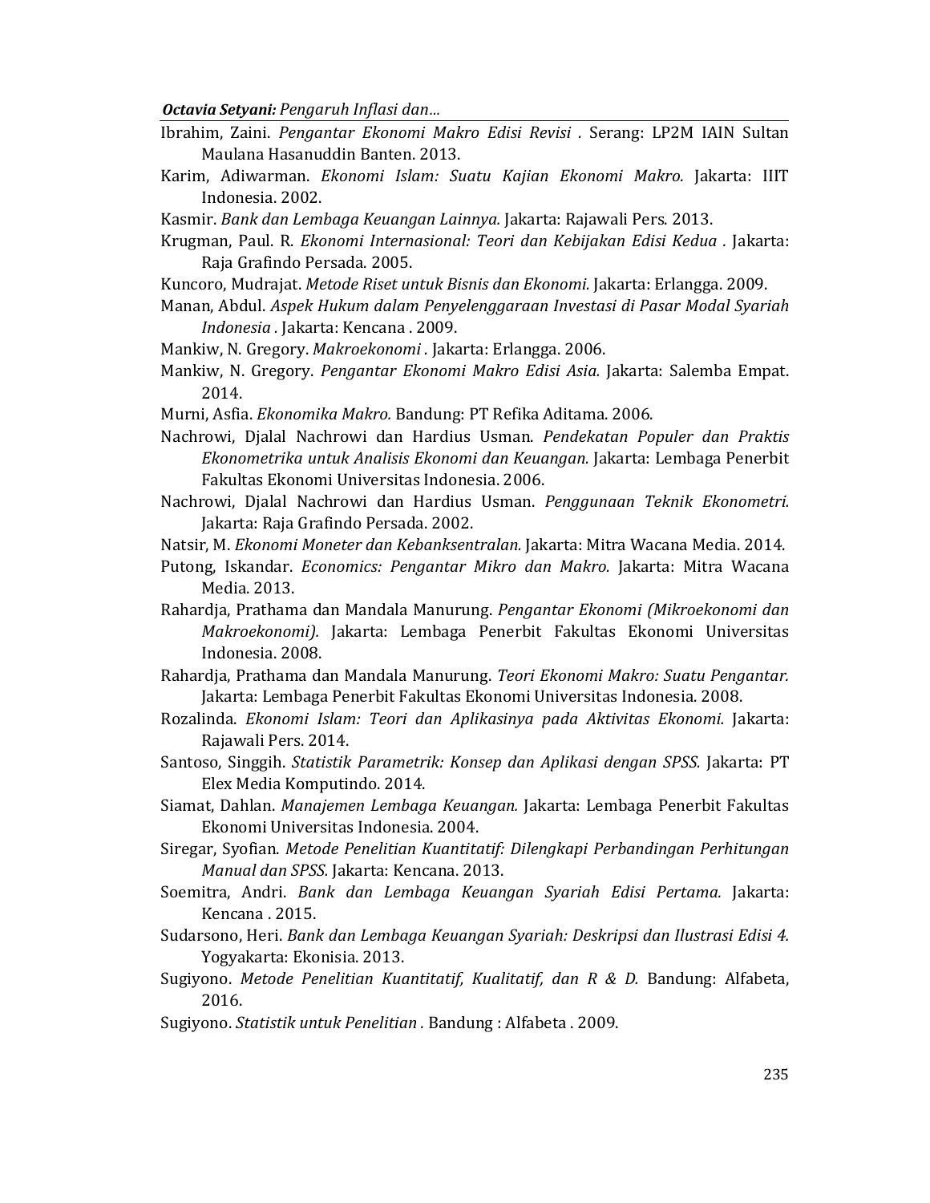Ibrahim, Zaini. *Pengantar Ekonomi Makro Edisi Revisi .* Serang: LP2M IAIN Sultan Maulana Hasanuddin Banten. 2013.

Karim, Adiwarman. *Ekonomi Islam: Suatu Kajian Ekonomi Makro.* Jakarta: IIIT Indonesia. 2002.

Kasmir. *Bank dan Lembaga Keuangan Lainnya.* Jakarta: Rajawali Pers. 2013.

Krugman, Paul. R. *Ekonomi Internasional: Teori dan Kebijakan Edisi Kedua .* Jakarta: Raja Grafindo Persada. 2005.

Kuncoro, Mudrajat. *Metode Riset untuk Bisnis dan Ekonomi.* Jakarta: Erlangga. 2009.

Manan, Abdul. *Aspek Hukum dalam Penyelenggaraan Investasi di Pasar Modal Syariah Indonesia .* Jakarta: Kencana . 2009.

Mankiw, N. Gregory. *Makroekonomi .* Jakarta: Erlangga. 2006.

Mankiw, N. Gregory. *Pengantar Ekonomi Makro Edisi Asia.* Jakarta: Salemba Empat. 2014.

Murni, Asfia. *Ekonomika Makro.* Bandung: PT Refika Aditama. 2006.

Nachrowi, Djalal Nachrowi dan Hardius Usman. *Pendekatan Populer dan Praktis Ekonometrika untuk Analisis Ekonomi dan Keuangan.* Jakarta: Lembaga Penerbit Fakultas Ekonomi Universitas Indonesia. 2006.

Nachrowi, Djalal Nachrowi dan Hardius Usman. *Penggunaan Teknik Ekonometri.* Jakarta: Raja Grafindo Persada. 2002.

Natsir, M. *Ekonomi Moneter dan Kebanksentralan.* Jakarta: Mitra Wacana Media. 2014.

Putong, Iskandar. *Economics: Pengantar Mikro dan Makro.* Jakarta: Mitra Wacana Media. 2013.

Rahardja, Prathama dan Mandala Manurung. *Pengantar Ekonomi (Mikroekonomi dan Makroekonomi).* Jakarta: Lembaga Penerbit Fakultas Ekonomi Universitas Indonesia. 2008.

Rahardja, Prathama dan Mandala Manurung. *Teori Ekonomi Makro: Suatu Pengantar.* Jakarta: Lembaga Penerbit Fakultas Ekonomi Universitas Indonesia. 2008.

Rozalinda. *Ekonomi Islam: Teori dan Aplikasinya pada Aktivitas Ekonomi.* Jakarta: Rajawali Pers. 2014.

Santoso, Singgih. *Statistik Parametrik: Konsep dan Aplikasi dengan SPSS.* Jakarta: PT Elex Media Komputindo. 2014.

Siamat, Dahlan. *Manajemen Lembaga Keuangan.* Jakarta: Lembaga Penerbit Fakultas Ekonomi Universitas Indonesia. 2004.

Siregar, Syofian. *Metode Penelitian Kuantitatif: Dilengkapi Perbandingan Perhitungan Manual dan SPSS.* Jakarta: Kencana. 2013.

Soemitra, Andri. *Bank dan Lembaga Keuangan Syariah Edisi Pertama.* Jakarta: Kencana . 2015.

Sudarsono, Heri. *Bank dan Lembaga Keuangan Syariah: Deskripsi dan Ilustrasi Edisi 4.* Yogyakarta: Ekonisia. 2013.

Sugiyono. *Metode Penelitian Kuantitatif, Kualitatif, dan R & D.* Bandung: Alfabeta, 2016.

Sugiyono. *Statistik untuk Penelitian .* Bandung : Alfabeta . 2009.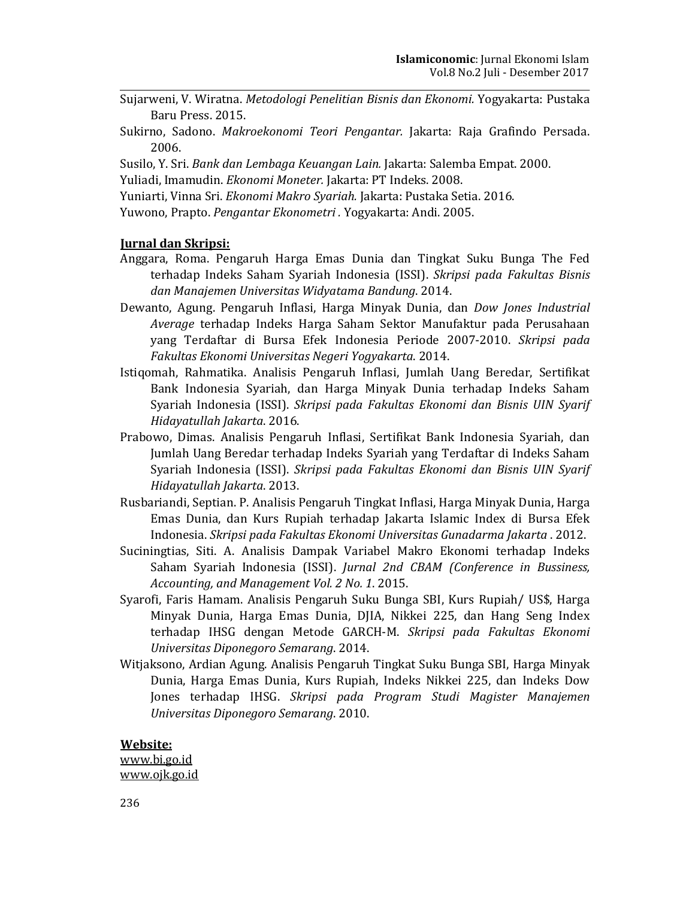Sujarweni, V. Wiratna. *Metodologi Penelitian Bisnis dan Ekonomi.* Yogyakarta: Pustaka Baru Press. 2015.

Sukirno, Sadono. *Makroekonomi Teori Pengantar.* Jakarta: Raja Grafindo Persada. 2006.

Susilo, Y. Sri. *Bank dan Lembaga Keuangan Lain.* Jakarta: Salemba Empat. 2000.

Yuliadi, Imamudin. *Ekonomi Moneter.* Jakarta: PT Indeks. 2008.

Yuniarti, Vinna Sri. *Ekonomi Makro Syariah.* Jakarta: Pustaka Setia. 2016.

Yuwono, Prapto. *Pengantar Ekonometri .* Yogyakarta: Andi. 2005.

**<u>Jurnal dan Skripsi:</u>**

Anggara, Roma. Pengaruh Harga Emas Dunia dan Tingkat Suku Bunga The Fed terhadap Indeks Saham Syariah Indonesia (ISSI). *Skripsi pada Fakultas Bisnis dan Manajemen Universitas Widyatama Bandung*. 2014.

Dewanto, Agung. Pengaruh Inflasi, Harga Minyak Dunia, dan *Dow Jones Industrial Average* terhadap Indeks Harga Saham Sektor Manufaktur pada Perusahaan yang Terdaftar di Bursa Efek Indonesia Periode 2007-2010. *Skripsi pada Fakultas Ekonomi Universitas Negeri Yogyakarta*. 2014.

Istiqomah, Rahmatika. Analisis Pengaruh Inflasi, Jumlah Uang Beredar, Sertifikat Bank Indonesia Syariah, dan Harga Minyak Dunia terhadap Indeks Saham Syariah Indonesia (ISSI). *Skripsi pada Fakultas Ekonomi dan Bisnis UIN Syarif Hidayatullah Jakarta*. 2016.

Prabowo, Dimas. Analisis Pengaruh Inflasi, Sertifikat Bank Indonesia Syariah, dan Jumlah Uang Beredar terhadap Indeks Syariah yang Terdaftar di Indeks Saham Syariah Indonesia (ISSI). *Skripsi pada Fakultas Ekonomi dan Bisnis UIN Syarif Hidayatullah Jakarta*. 2013.

Rusbariandi, Septian. P. Analisis Pengaruh Tingkat Inflasi, Harga Minyak Dunia, Harga Emas Dunia, dan Kurs Rupiah terhadap Jakarta Islamic Index di Bursa Efek Indonesia. *Skripsi pada Fakultas Ekonomi Universitas Gunadarma Jakarta* . 2012.

Suciningtias, Siti. A. Analisis Dampak Variabel Makro Ekonomi terhadap Indeks Saham Syariah Indonesia (ISSI). *Jurnal 2nd CBAM (Conference in Bussiness, Accounting, and Management Vol. 2 No. 1*. 2015.

Syarofi, Faris Hamam. Analisis Pengaruh Suku Bunga SBI, Kurs Rupiah/ US$, Harga Minyak Dunia, Harga Emas Dunia, DJIA, Nikkei 225, dan Hang Seng Index terhadap IHSG dengan Metode GARCH-M. *Skripsi pada Fakultas Ekonomi Universitas Diponegoro Semarang*. 2014.

Witjaksono, Ardian Agung. Analisis Pengaruh Tingkat Suku Bunga SBI, Harga Minyak Dunia, Harga Emas Dunia, Kurs Rupiah, Indeks Nikkei 225, dan Indeks Dow Jones terhadap IHSG. *Skripsi pada Program Studi Magister Manajemen Universitas Diponegoro Semarang*. 2010.

**<u>Website:</u>**

www.bi.go.id

www.ojk.go.id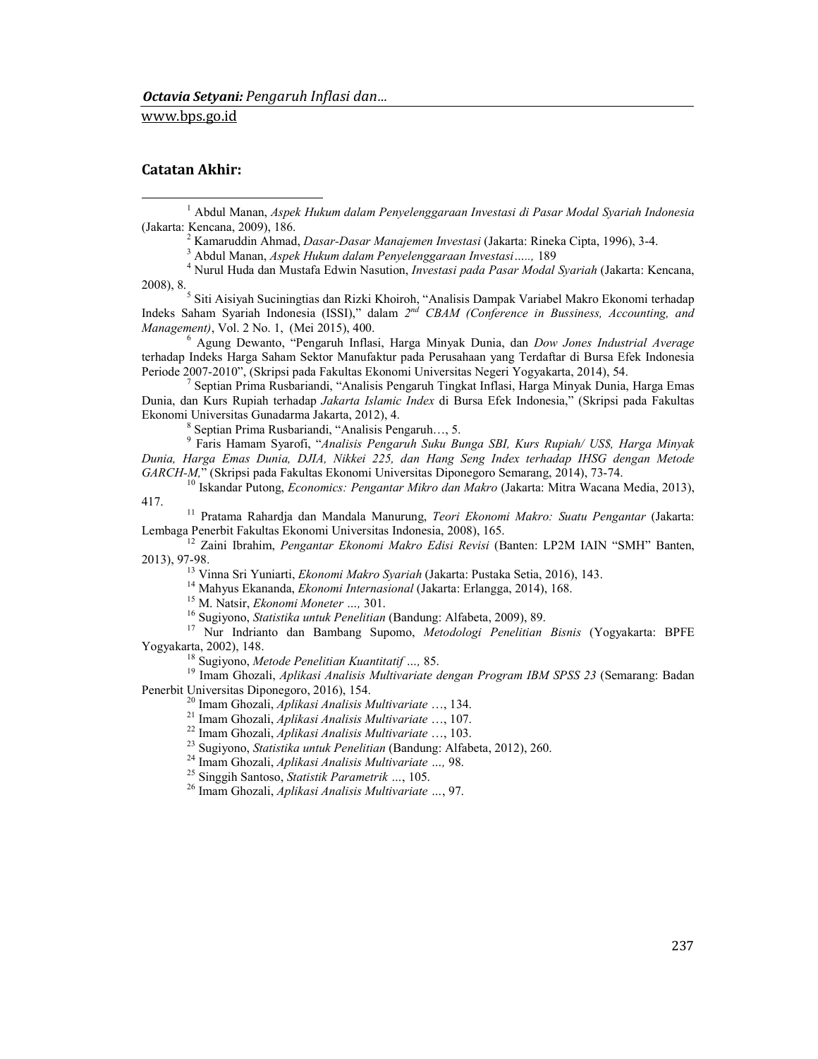www.bps.go.id

## Catatan Akhir:

[1] Abdul Manan, *Aspek Hukum dalam Penyelenggaraan Investasi di Pasar Modal Syariah Indonesia* (Jakarta: Kencana, 2009), 186.

[2] Kamaruddin Ahmad, *Dasar-Dasar Manajemen Investasi* (Jakarta: Rineka Cipta, 1996), 3-4.

[3] Abdul Manan, *Aspek Hukum dalam Penyelenggaraan Investasi.....,* 189

[4] Nurul Huda dan Mustafa Edwin Nasution, *Investasi pada Pasar Modal Syariah* (Jakarta: Kencana, 2008), 8.

[5] Siti Aisiyah Suciningtias dan Rizki Khoiroh, "Analisis Dampak Variabel Makro Ekonomi terhadap Indeks Saham Syariah Indonesia (ISSI)," dalam *2nd CBAM (Conference in Bussiness, Accounting, and Management)*, Vol. 2 No. 1, (Mei 2015), 400.

[6] Agung Dewanto, "Pengaruh Inflasi, Harga Minyak Dunia, dan *Dow Jones Industrial Average* terhadap Indeks Harga Saham Sektor Manufaktur pada Perusahaan yang Terdaftar di Bursa Efek Indonesia Periode 2007-2010", (Skripsi pada Fakultas Ekonomi Universitas Negeri Yogyakarta, 2014), 54.

[7] Septian Prima Rusbariandi, "Analisis Pengaruh Tingkat Inflasi, Harga Minyak Dunia, Harga Emas Dunia, dan Kurs Rupiah terhadap *Jakarta Islamic Index* di Bursa Efek Indonesia," (Skripsi pada Fakultas Ekonomi Universitas Gunadarma Jakarta, 2012), 4.

[8] Septian Prima Rusbariandi, "Analisis Pengaruh…, 5.

[9] Faris Hamam Syarofi, "*Analisis Pengaruh Suku Bunga SBI, Kurs Rupiah/ US$, Harga Minyak Dunia, Harga Emas Dunia, DJIA, Nikkei 225, dan Hang Seng Index terhadap IHSG dengan Metode GARCH-M,*" (Skripsi pada Fakultas Ekonomi Universitas Diponegoro Semarang, 2014), 73-74.

[10] Iskandar Putong, *Economics: Pengantar Mikro dan Makro* (Jakarta: Mitra Wacana Media, 2013), 417.

[11] Pratama Rahardja dan Mandala Manurung, *Teori Ekonomi Makro: Suatu Pengantar* (Jakarta: Lembaga Penerbit Fakultas Ekonomi Universitas Indonesia, 2008), 165.

[12] Zaini Ibrahim, *Pengantar Ekonomi Makro Edisi Revisi* (Banten: LP2M IAIN "SMH" Banten, 2013), 97-98.

[13] Vinna Sri Yuniarti, *Ekonomi Makro Syariah* (Jakarta: Pustaka Setia, 2016), 143.

[14] Mahyus Ekananda, *Ekonomi Internasional* (Jakarta: Erlangga, 2014), 168.

[15] M. Natsir, *Ekonomi Moneter …,* 301.

[16] Sugiyono, *Statistika untuk Penelitian* (Bandung: Alfabeta, 2009), 89.

[17] Nur Indrianto dan Bambang Supomo, *Metodologi Penelitian Bisnis* (Yogyakarta: BPFE Yogyakarta, 2002), 148.

[18] Sugiyono, *Metode Penelitian Kuantitatif …,* 85.

[19] Imam Ghozali, *Aplikasi Analisis Multivariate dengan Program IBM SPSS 23* (Semarang: Badan Penerbit Universitas Diponegoro, 2016), 154.

[20] Imam Ghozali, *Aplikasi Analisis Multivariate* …, 134.

[21] Imam Ghozali, *Aplikasi Analisis Multivariate* …, 107.

[22] Imam Ghozali, *Aplikasi Analisis Multivariate* …, 103.

[23] Sugiyono, *Statistika untuk Penelitian* (Bandung: Alfabeta, 2012), 260.

[24] Imam Ghozali, *Aplikasi Analisis Multivariate …,* 98.

[25] Singgih Santoso, *Statistik Parametrik* …, 105.

[26] Imam Ghozali, *Aplikasi Analisis Multivariate …*, 97.